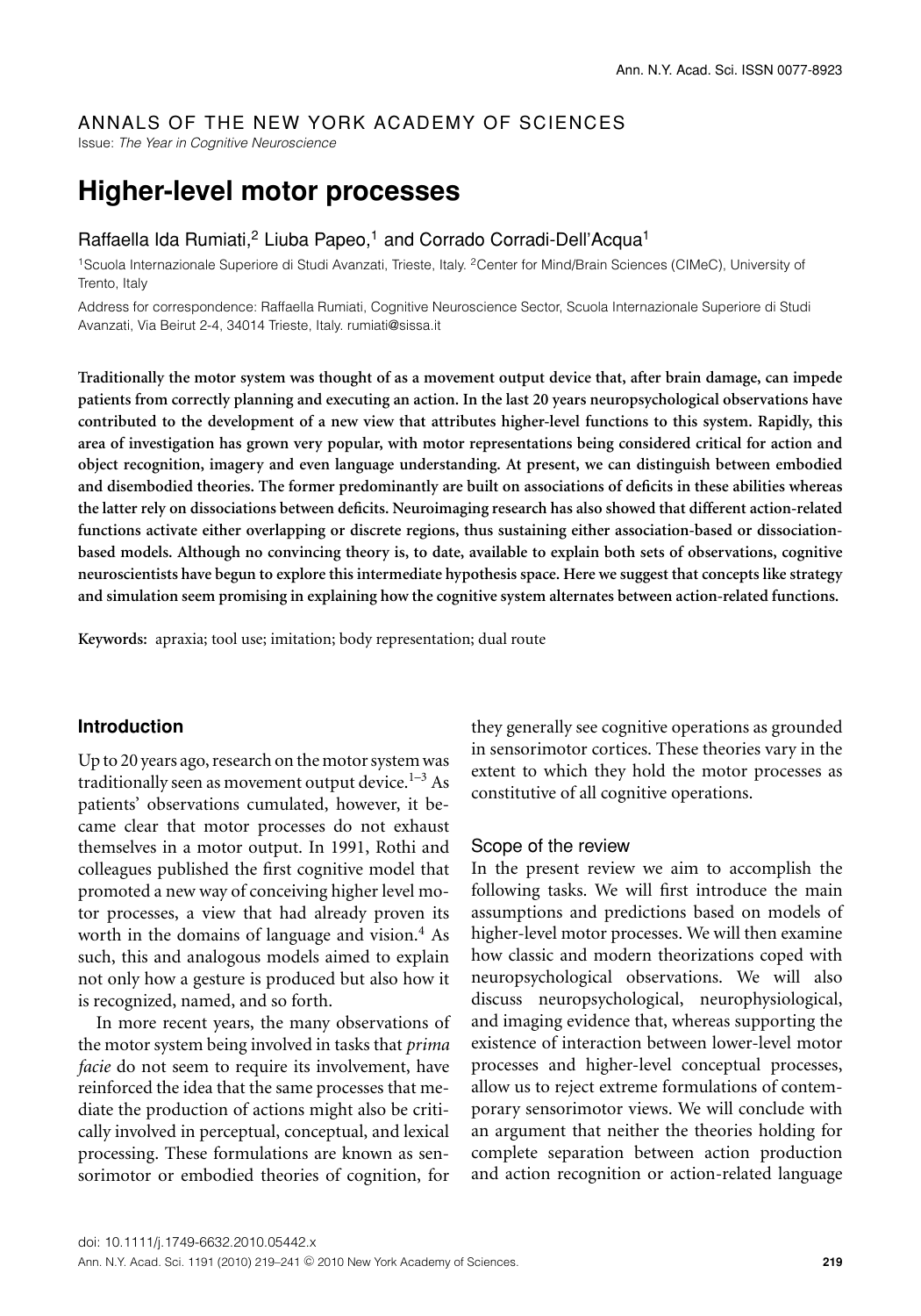ANNALS OF THE NEW YORK ACADEMY OF SCIENCES

Issue: *The Year in Cognitive Neuroscience*

# Higher-level motor processes

Raffaella Ida Rumiati,[2] Liuba Papeo,[1] and Corrado Corradi-Dell'Acqua[1]

[1]Scuola Internazionale Superiore di Studi Avanzati, Trieste, Italy. [2]Center for Mind/Brain Sciences (CIMeC), University of Trento, Italy

Address for correspondence: Raffaella Rumiati, Cognitive Neuroscience Sector, Scuola Internazionale Superiore di Studi Avanzati, Via Beirut 2-4, 34014 Trieste, Italy. rumiati@sissa.it

**Traditionally the motor system was thought of as a movement output device that, after brain damage, can impede patients from correctly planning and executing an action. In the last 20 years neuropsychological observations have contributed to the development of a new view that attributes higher-level functions to this system. Rapidly, this area of investigation has grown very popular, with motor representations being considered critical for action and object recognition, imagery and even language understanding. At present, we can distinguish between embodied and disembodied theories. The former predominantly are built on associations of deficits in these abilities whereas the latter rely on dissociations between deficits. Neuroimaging research has also showed that different action-related functions activate either overlapping or discrete regions, thus sustaining either association-based or dissociation-based models. Although no convincing theory is, to date, available to explain both sets of observations, cognitive neuroscientists have begun to explore this intermediate hypothesis space. Here we suggest that concepts like strategy and simulation seem promising in explaining how the cognitive system alternates between action-related functions.**

**Keywords:** apraxia; tool use; imitation; body representation; dual route

## Introduction

Up to 20 years ago, research on the motor system was traditionally seen as movement output device.[1–3] As patients' observations cumulated, however, it became clear that motor processes do not exhaust themselves in a motor output. In 1991, Rothi and colleagues published the first cognitive model that promoted a new way of conceiving higher level motor processes, a view that had already proven its worth in the domains of language and vision.[4] As such, this and analogous models aimed to explain not only how a gesture is produced but also how it is recognized, named, and so forth.

In more recent years, the many observations of the motor system being involved in tasks that *prima facie* do not seem to require its involvement, have reinforced the idea that the same processes that mediate the production of actions might also be critically involved in perceptual, conceptual, and lexical processing. These formulations are known as sensorimotor or embodied theories of cognition, for they generally see cognitive operations as grounded in sensorimotor cortices. These theories vary in the extent to which they hold the motor processes as constitutive of all cognitive operations.

### Scope of the review

In the present review we aim to accomplish the following tasks. We will first introduce the main assumptions and predictions based on models of higher-level motor processes. We will then examine how classic and modern theorizations coped with neuropsychological observations. We will also discuss neuropsychological, neurophysiological, and imaging evidence that, whereas supporting the existence of interaction between lower-level motor processes and higher-level conceptual processes, allow us to reject extreme formulations of contemporary sensorimotor views. We will conclude with an argument that neither the theories holding for complete separation between action production and action recognition or action-related language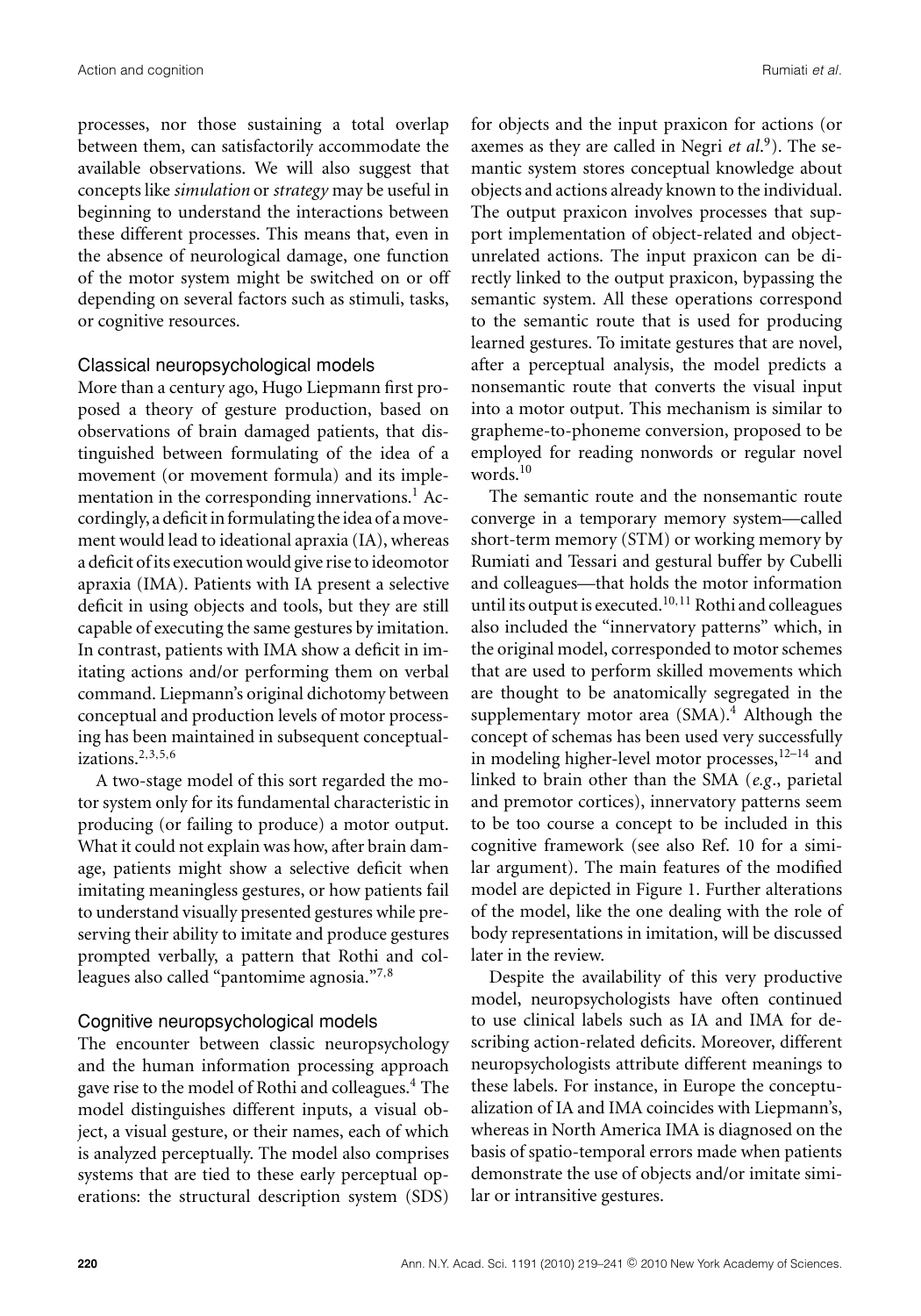processes, nor those sustaining a total overlap between them, can satisfactorily accommodate the available observations. We will also suggest that concepts like *simulation* or *strategy* may be useful in beginning to understand the interactions between these different processes. This means that, even in the absence of neurological damage, one function of the motor system might be switched on or off depending on several factors such as stimuli, tasks, or cognitive resources.

## Classical neuropsychological models

More than a century ago, Hugo Liepmann first proposed a theory of gesture production, based on observations of brain damaged patients, that distinguished between formulating of the idea of a movement (or movement formula) and its implementation in the corresponding innervations.[1] Accordingly, a deficit in formulating the idea of a movement would lead to ideational apraxia (IA), whereas a deficit of its execution would give rise to ideomotor apraxia (IMA). Patients with IA present a selective deficit in using objects and tools, but they are still capable of executing the same gestures by imitation. In contrast, patients with IMA show a deficit in imitating actions and/or performing them on verbal command. Liepmann's original dichotomy between conceptual and production levels of motor processing has been maintained in subsequent conceptualizations.[2,3,5,6]

A two-stage model of this sort regarded the motor system only for its fundamental characteristic in producing (or failing to produce) a motor output. What it could not explain was how, after brain damage, patients might show a selective deficit when imitating meaningless gestures, or how patients fail to understand visually presented gestures while preserving their ability to imitate and produce gestures prompted verbally, a pattern that Rothi and colleagues also called "pantomime agnosia."[7,8]

## Cognitive neuropsychological models

The encounter between classic neuropsychology and the human information processing approach gave rise to the model of Rothi and colleagues.[4] The model distinguishes different inputs, a visual object, a visual gesture, or their names, each of which is analyzed perceptually. The model also comprises systems that are tied to these early perceptual operations: the structural description system (SDS) for objects and the input praxicon for actions (or axemes as they are called in Negri *et al.*[9]). The semantic system stores conceptual knowledge about objects and actions already known to the individual. The output praxicon involves processes that support implementation of object-related and object-unrelated actions. The input praxicon can be directly linked to the output praxicon, bypassing the semantic system. All these operations correspond to the semantic route that is used for producing learned gestures. To imitate gestures that are novel, after a perceptual analysis, the model predicts a nonsemantic route that converts the visual input into a motor output. This mechanism is similar to grapheme-to-phoneme conversion, proposed to be employed for reading nonwords or regular novel words.[10]

The semantic route and the nonsemantic route converge in a temporary memory system—called short-term memory (STM) or working memory by Rumiati and Tessari and gestural buffer by Cubelli and colleagues—that holds the motor information until its output is executed.[10,11] Rothi and colleagues also included the "innervatory patterns" which, in the original model, corresponded to motor schemes that are used to perform skilled movements which are thought to be anatomically segregated in the supplementary motor area (SMA).[4] Although the concept of schemas has been used very successfully in modeling higher-level motor processes,[12–14] and linked to brain other than the SMA (*e.g*., parietal and premotor cortices), innervatory patterns seem to be too course a concept to be included in this cognitive framework (see also Ref. 10 for a similar argument). The main features of the modified model are depicted in Figure 1. Further alterations of the model, like the one dealing with the role of body representations in imitation, will be discussed later in the review.

Despite the availability of this very productive model, neuropsychologists have often continued to use clinical labels such as IA and IMA for describing action-related deficits. Moreover, different neuropsychologists attribute different meanings to these labels. For instance, in Europe the conceptualization of IA and IMA coincides with Liepmann's, whereas in North America IMA is diagnosed on the basis of spatio-temporal errors made when patients demonstrate the use of objects and/or imitate similar or intransitive gestures.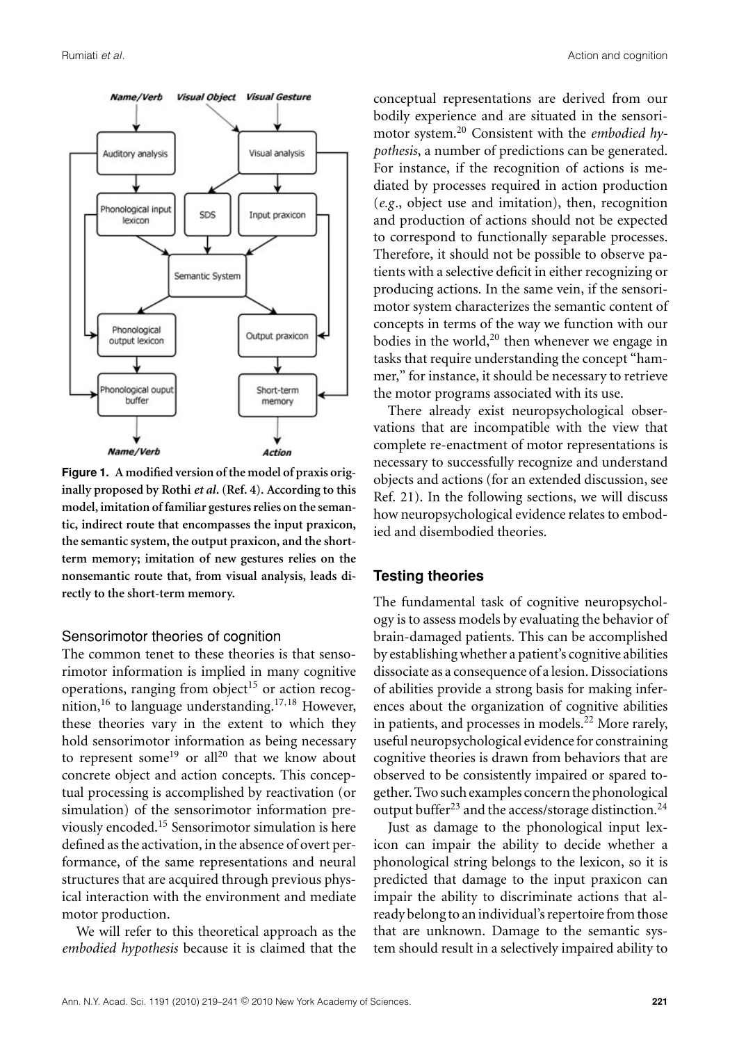**Figure 1. A modified version of the model of praxis originally proposed by Rothi *et al*. (Ref. 4). According to this model, imitation of familiar gestures relies on the semantic, indirect route that encompasses the input praxicon, the semantic system, the output praxicon, and the short-term memory; imitation of new gestures relies on the nonsemantic route that, from visual analysis, leads directly to the short-term memory.**

### Sensorimotor theories of cognition

The common tenet to these theories is that sensorimotor information is implied in many cognitive operations, ranging from object[15] or action recognition,[16] to language understanding.[17,18] However, these theories vary in the extent to which they hold sensorimotor information as being necessary to represent some[19] or all[20] that we know about concrete object and action concepts. This conceptual processing is accomplished by reactivation (or simulation) of the sensorimotor information previously encoded.[15] Sensorimotor simulation is here defined as the activation, in the absence of overt performance, of the same representations and neural structures that are acquired through previous physical interaction with the environment and mediate motor production.

We will refer to this theoretical approach as the *embodied hypothesis* because it is claimed that the conceptual representations are derived from our bodily experience and are situated in the sensorimotor system.[20] Consistent with the *embodied hypothesis*, a number of predictions can be generated. For instance, if the recognition of actions is mediated by processes required in action production (*e.g*., object use and imitation), then, recognition and production of actions should not be expected to correspond to functionally separable processes. Therefore, it should not be possible to observe patients with a selective deficit in either recognizing or producing actions. In the same vein, if the sensorimotor system characterizes the semantic content of concepts in terms of the way we function with our bodies in the world,[20] then whenever we engage in tasks that require understanding the concept "hammer," for instance, it should be necessary to retrieve the motor programs associated with its use.

There already exist neuropsychological observations that are incompatible with the view that complete re-enactment of motor representations is necessary to successfully recognize and understand objects and actions (for an extended discussion, see Ref. 21). In the following sections, we will discuss how neuropsychological evidence relates to embodied and disembodied theories.

## Testing theories

The fundamental task of cognitive neuropsychology is to assess models by evaluating the behavior of brain-damaged patients. This can be accomplished by establishing whether a patient's cognitive abilities dissociate as a consequence of a lesion. Dissociations of abilities provide a strong basis for making inferences about the organization of cognitive abilities in patients, and processes in models.[22] More rarely, useful neuropsychological evidence for constraining cognitive theories is drawn from behaviors that are observed to be consistently impaired or spared together. Two such examples concern the phonological output buffer[23] and the access/storage distinction.[24]

Just as damage to the phonological input lexicon can impair the ability to decide whether a phonological string belongs to the lexicon, so it is predicted that damage to the input praxicon can impair the ability to discriminate actions that already belong to an individual's repertoire from those that are unknown. Damage to the semantic system should result in a selectively impaired ability to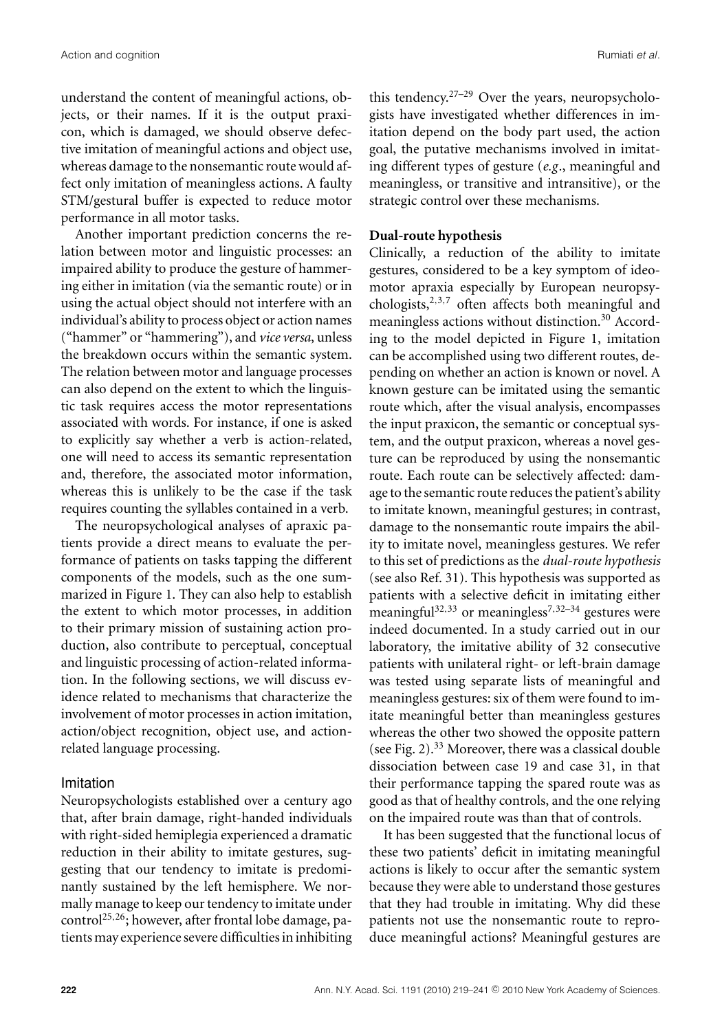understand the content of meaningful actions, objects, or their names. If it is the output praxicon, which is damaged, we should observe defective imitation of meaningful actions and object use, whereas damage to the nonsemantic route would affect only imitation of meaningless actions. A faulty STM/gestural buffer is expected to reduce motor performance in all motor tasks.

Another important prediction concerns the relation between motor and linguistic processes: an impaired ability to produce the gesture of hammering either in imitation (via the semantic route) or in using the actual object should not interfere with an individual's ability to process object or action names ("hammer" or "hammering"), and *vice versa*, unless the breakdown occurs within the semantic system. The relation between motor and language processes can also depend on the extent to which the linguistic task requires access the motor representations associated with words. For instance, if one is asked to explicitly say whether a verb is action-related, one will need to access its semantic representation and, therefore, the associated motor information, whereas this is unlikely to be the case if the task requires counting the syllables contained in a verb.

The neuropsychological analyses of apraxic patients provide a direct means to evaluate the performance of patients on tasks tapping the different components of the models, such as the one summarized in Figure 1. They can also help to establish the extent to which motor processes, in addition to their primary mission of sustaining action production, also contribute to perceptual, conceptual and linguistic processing of action-related information. In the following sections, we will discuss evidence related to mechanisms that characterize the involvement of motor processes in action imitation, action/object recognition, object use, and action-related language processing.

## Imitation

Neuropsychologists established over a century ago that, after brain damage, right-handed individuals with right-sided hemiplegia experienced a dramatic reduction in their ability to imitate gestures, suggesting that our tendency to imitate is predominantly sustained by the left hemisphere. We normally manage to keep our tendency to imitate under control[25,26]; however, after frontal lobe damage, patients may experience severe difficulties in inhibiting this tendency.[27–29] Over the years, neuropsychologists have investigated whether differences in imitation depend on the body part used, the action goal, the putative mechanisms involved in imitating different types of gesture (*e.g*., meaningful and meaningless, or transitive and intransitive), or the strategic control over these mechanisms.

### Dual-route hypothesis

Clinically, a reduction of the ability to imitate gestures, considered to be a key symptom of ideomotor apraxia especially by European neuropsychologists,[2,3,7] often affects both meaningful and meaningless actions without distinction.[30] According to the model depicted in Figure 1, imitation can be accomplished using two different routes, depending on whether an action is known or novel. A known gesture can be imitated using the semantic route which, after the visual analysis, encompasses the input praxicon, the semantic or conceptual system, and the output praxicon, whereas a novel gesture can be reproduced by using the nonsemantic route. Each route can be selectively affected: damage to the semantic route reduces the patient's ability to imitate known, meaningful gestures; in contrast, damage to the nonsemantic route impairs the ability to imitate novel, meaningless gestures. We refer to this set of predictions as the *dual-route hypothesis* (see also Ref. 31). This hypothesis was supported as patients with a selective deficit in imitating either meaningful[32,33] or meaningless[7,32–34] gestures were indeed documented. In a study carried out in our laboratory, the imitative ability of 32 consecutive patients with unilateral right- or left-brain damage was tested using separate lists of meaningful and meaningless gestures: six of them were found to imitate meaningful better than meaningless gestures whereas the other two showed the opposite pattern (see Fig. 2).[33] Moreover, there was a classical double dissociation between case 19 and case 31, in that their performance tapping the spared route was as good as that of healthy controls, and the one relying on the impaired route was than that of controls.

It has been suggested that the functional locus of these two patients' deficit in imitating meaningful actions is likely to occur after the semantic system because they were able to understand those gestures that they had trouble in imitating. Why did these patients not use the nonsemantic route to reproduce meaningful actions? Meaningful gestures are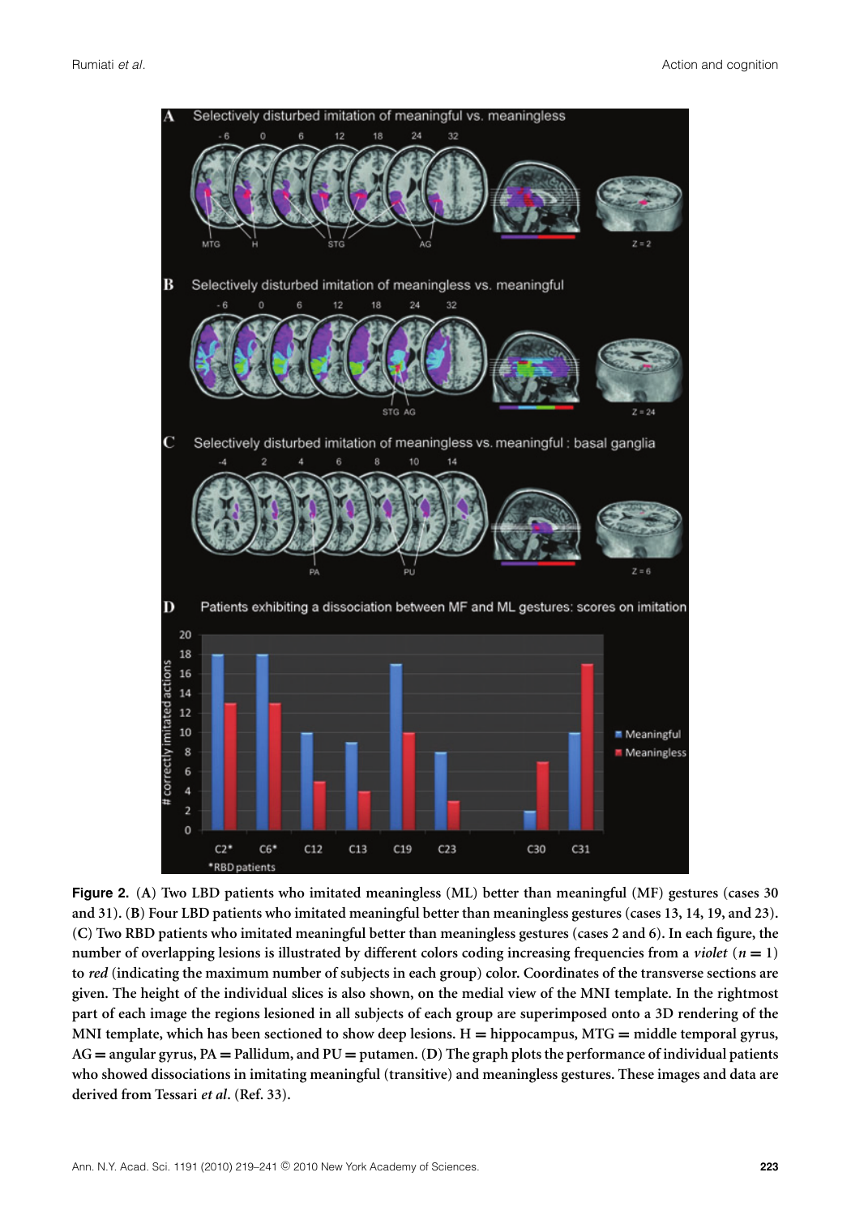**Figure 2.** (**A**) Two LBD patients who imitated meaningless (ML) better than meaningful (MF) gestures (cases 30 and 31). (**B**) Four LBD patients who imitated meaningful better than meaningless gestures (cases 13, 14, 19, and 23). (**C**) Two RBD patients who imitated meaningful better than meaningless gestures (cases 2 and 6). In each figure, the number of overlapping lesions is illustrated by different colors coding increasing frequencies from a *violet* ($n = 1$) to *red* (indicating the maximum number of subjects in each group) color. Coordinates of the transverse sections are given. The height of the individual slices is also shown, on the medial view of the MNI template. In the rightmost part of each image the regions lesioned in all subjects of each group are superimposed onto a 3D rendering of the MNI template, which has been sectioned to show deep lesions. H = hippocampus, MTG = middle temporal gyrus, AG = angular gyrus, PA = Pallidum, and PU = putamen. (**D**) The graph plots the performance of individual patients who showed dissociations in imitating meaningful (transitive) and meaningless gestures. These images and data are derived from Tessari *et al*. (Ref. 33).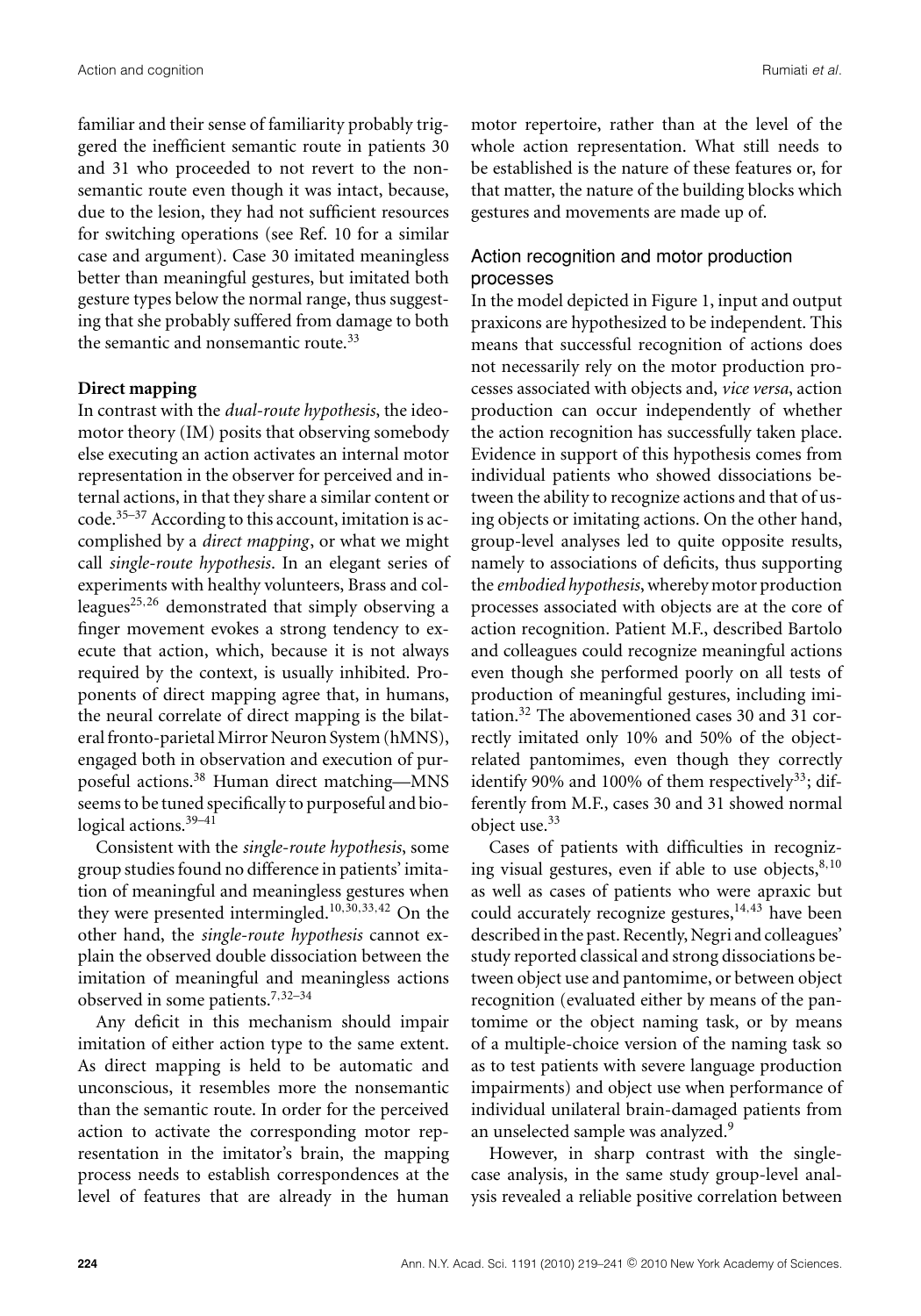familiar and their sense of familiarity probably triggered the inefficient semantic route in patients 30 and 31 who proceeded to not revert to the nonsemantic route even though it was intact, because, due to the lesion, they had not sufficient resources for switching operations (see Ref. 10 for a similar case and argument). Case 30 imitated meaningless better than meaningful gestures, but imitated both gesture types below the normal range, thus suggesting that she probably suffered from damage to both the semantic and nonsemantic route.[33]

**Direct mapping**

In contrast with the *dual-route hypothesis*, the ideomotor theory (IM) posits that observing somebody else executing an action activates an internal motor representation in the observer for perceived and internal actions, in that they share a similar content or code.[35–37] According to this account, imitation is accomplished by a *direct mapping*, or what we might call *single-route hypothesis*. In an elegant series of experiments with healthy volunteers, Brass and colleagues[25,26] demonstrated that simply observing a finger movement evokes a strong tendency to execute that action, which, because it is not always required by the context, is usually inhibited. Proponents of direct mapping agree that, in humans, the neural correlate of direct mapping is the bilateral fronto-parietal Mirror Neuron System (hMNS), engaged both in observation and execution of purposeful actions.[38] Human direct matching—MNS seems to be tuned specifically to purposeful and biological actions.[39–41]

Consistent with the *single-route hypothesis*, some group studies found no difference in patients' imitation of meaningful and meaningless gestures when they were presented intermingled.[10,30,33,42] On the other hand, the *single-route hypothesis* cannot explain the observed double dissociation between the imitation of meaningful and meaningless actions observed in some patients.[7,32–34]

Any deficit in this mechanism should impair imitation of either action type to the same extent. As direct mapping is held to be automatic and unconscious, it resembles more the nonsemantic than the semantic route. In order for the perceived action to activate the corresponding motor representation in the imitator's brain, the mapping process needs to establish correspondences at the level of features that are already in the human motor repertoire, rather than at the level of the whole action representation. What still needs to be established is the nature of these features or, for that matter, the nature of the building blocks which gestures and movements are made up of.

## Action recognition and motor production processes

In the model depicted in Figure 1, input and output praxicons are hypothesized to be independent. This means that successful recognition of actions does not necessarily rely on the motor production processes associated with objects and, *vice versa*, action production can occur independently of whether the action recognition has successfully taken place. Evidence in support of this hypothesis comes from individual patients who showed dissociations between the ability to recognize actions and that of using objects or imitating actions. On the other hand, group-level analyses led to quite opposite results, namely to associations of deficits, thus supporting the *embodied hypothesis*, whereby motor production processes associated with objects are at the core of action recognition. Patient M.F., described Bartolo and colleagues could recognize meaningful actions even though she performed poorly on all tests of production of meaningful gestures, including imitation.[32] The abovementioned cases 30 and 31 correctly imitated only 10% and 50% of the object-related pantomimes, even though they correctly identify 90% and 100% of them respectively[33]; differently from M.F., cases 30 and 31 showed normal object use.[33]

Cases of patients with difficulties in recognizing visual gestures, even if able to use objects,[8,10] as well as cases of patients who were apraxic but could accurately recognize gestures,[14,43] have been described in the past. Recently, Negri and colleagues' study reported classical and strong dissociations between object use and pantomime, or between object recognition (evaluated either by means of the pantomime or the object naming task, or by means of a multiple-choice version of the naming task so as to test patients with severe language production impairments) and object use when performance of individual unilateral brain-damaged patients from an unselected sample was analyzed.[9]

However, in sharp contrast with the single-case analysis, in the same study group-level analysis revealed a reliable positive correlation between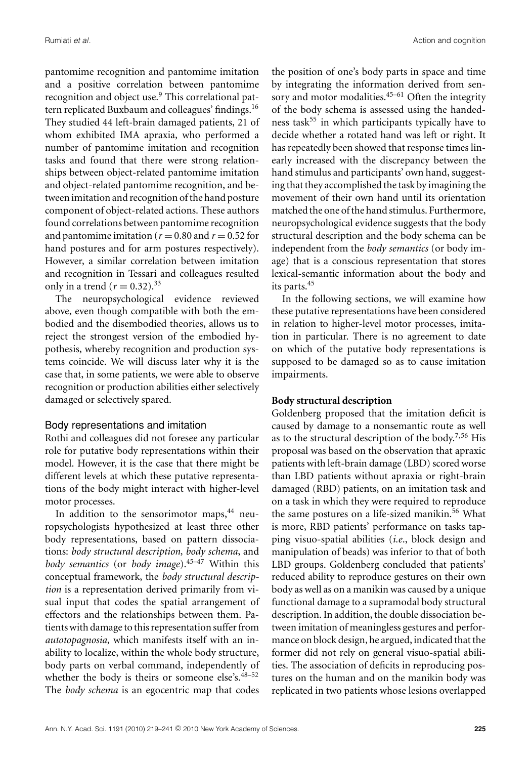pantomime recognition and pantomime imitation and a positive correlation between pantomime recognition and object use.[9] This correlational pattern replicated Buxbaum and colleagues' findings.[16] They studied 44 left-brain damaged patients, 21 of whom exhibited IMA apraxia, who performed a number of pantomime imitation and recognition tasks and found that there were strong relationships between object-related pantomime imitation and object-related pantomime recognition, and between imitation and recognition of the hand posture component of object-related actions. These authors found correlations between pantomime recognition and pantomime imitation ($r = 0.80$ and $r = 0.52$ for hand postures and for arm postures respectively). However, a similar correlation between imitation and recognition in Tessari and colleagues resulted only in a trend ($r = 0.32$).[33]

The neuropsychological evidence reviewed above, even though compatible with both the embodied and the disembodied theories, allows us to reject the strongest version of the embodied hypothesis, whereby recognition and production systems coincide. We will discuss later why it is the case that, in some patients, we were able to observe recognition or production abilities either selectively damaged or selectively spared.

## Body representations and imitation

Rothi and colleagues did not foresee any particular role for putative body representations within their model. However, it is the case that there might be different levels at which these putative representations of the body might interact with higher-level motor processes.

In addition to the sensorimotor maps,[44] neuropsychologists hypothesized at least three other body representations, based on pattern dissociations: *body structural description, body schema*, and *body semantics* (or *body image*).[45–47] Within this conceptual framework, the *body structural description* is a representation derived primarily from visual input that codes the spatial arrangement of effectors and the relationships between them. Patients with damage to this representation suffer from *autotopagnosia*, which manifests itself with an inability to localize, within the whole body structure, body parts on verbal command, independently of whether the body is theirs or someone else's.[48–52] The *body schema* is an egocentric map that codes the position of one's body parts in space and time by integrating the information derived from sensory and motor modalities.[45–61] Often the integrity of the body schema is assessed using the handedness task[55] in which participants typically have to decide whether a rotated hand was left or right. It has repeatedly been showed that response times linearly increased with the discrepancy between the hand stimulus and participants' own hand, suggesting that they accomplished the task by imagining the movement of their own hand until its orientation matched the one of the hand stimulus. Furthermore, neuropsychological evidence suggests that the body structural description and the body schema can be independent from the *body semantics* (or body image) that is a conscious representation that stores lexical-semantic information about the body and its parts.[45]

In the following sections, we will examine how these putative representations have been considered in relation to higher-level motor processes, imitation in particular. There is no agreement to date on which of the putative body representations is supposed to be damaged so as to cause imitation impairments.

### Body structural description

Goldenberg proposed that the imitation deficit is caused by damage to a nonsemantic route as well as to the structural description of the body.[7,56] His proposal was based on the observation that apraxic patients with left-brain damage (LBD) scored worse than LBD patients without apraxia or right-brain damaged (RBD) patients, on an imitation task and on a task in which they were required to reproduce the same postures on a life-sized manikin.[56] What is more, RBD patients' performance on tasks tapping visuo-spatial abilities (*i.e.*, block design and manipulation of beads) was inferior to that of both LBD groups. Goldenberg concluded that patients' reduced ability to reproduce gestures on their own body as well as on a manikin was caused by a unique functional damage to a supramodal body structural description. In addition, the double dissociation between imitation of meaningless gestures and performance on block design, he argued, indicated that the former did not rely on general visuo-spatial abilities. The association of deficits in reproducing postures on the human and on the manikin body was replicated in two patients whose lesions overlapped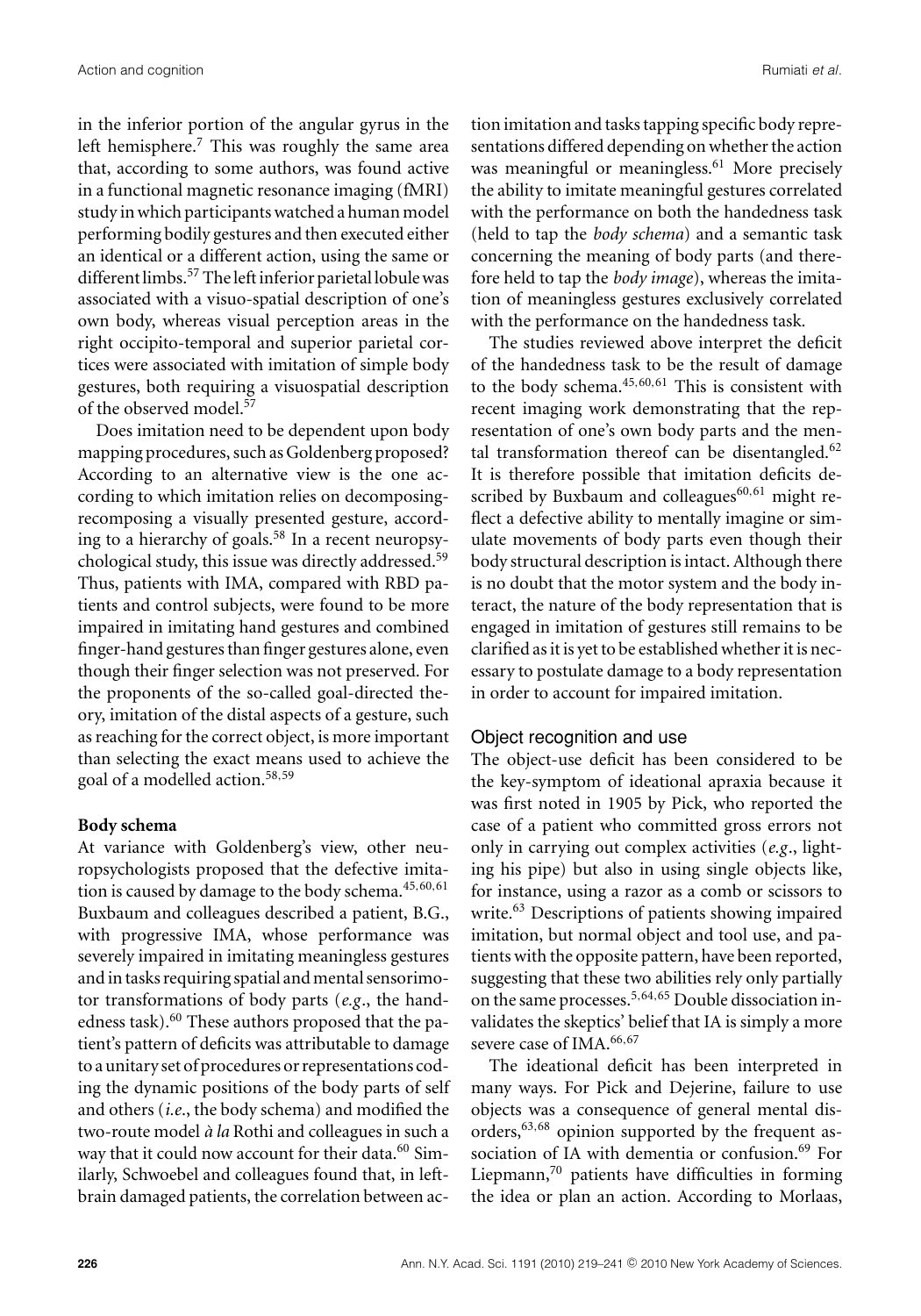in the inferior portion of the angular gyrus in the left hemisphere.[7] This was roughly the same area that, according to some authors, was found active in a functional magnetic resonance imaging (fMRI) study in which participants watched a human model performing bodily gestures and then executed either an identical or a different action, using the same or different limbs.[57] The left inferior parietal lobule was associated with a visuo-spatial description of one's own body, whereas visual perception areas in the right occipito-temporal and superior parietal cortices were associated with imitation of simple body gestures, both requiring a visuospatial description of the observed model.[57]

Does imitation need to be dependent upon body mapping procedures, such as Goldenberg proposed? According to an alternative view is the one according to which imitation relies on decomposing-recomposing a visually presented gesture, according to a hierarchy of goals.[58] In a recent neuropsychological study, this issue was directly addressed.[59] Thus, patients with IMA, compared with RBD patients and control subjects, were found to be more impaired in imitating hand gestures and combined finger-hand gestures than finger gestures alone, even though their finger selection was not preserved. For the proponents of the so-called goal-directed theory, imitation of the distal aspects of a gesture, such as reaching for the correct object, is more important than selecting the exact means used to achieve the goal of a modelled action.[58,59]

**Body schema**

At variance with Goldenberg's view, other neuropsychologists proposed that the defective imitation is caused by damage to the body schema.[45,60,61] Buxbaum and colleagues described a patient, B.G., with progressive IMA, whose performance was severely impaired in imitating meaningless gestures and in tasks requiring spatial and mental sensorimotor transformations of body parts (*e.g*., the handedness task).[60] These authors proposed that the patient's pattern of deficits was attributable to damage to a unitary set of procedures or representations coding the dynamic positions of the body parts of self and others (*i.e*., the body schema) and modified the two-route model *à la* Rothi and colleagues in such a way that it could now account for their data.[60] Similarly, Schwoebel and colleagues found that, in left-brain damaged patients, the correlation between action imitation and tasks tapping specific body representations differed depending on whether the action was meaningful or meaningless.[61] More precisely the ability to imitate meaningful gestures correlated with the performance on both the handedness task (held to tap the *body schema*) and a semantic task concerning the meaning of body parts (and therefore held to tap the *body image*), whereas the imitation of meaningless gestures exclusively correlated with the performance on the handedness task.

The studies reviewed above interpret the deficit of the handedness task to be the result of damage to the body schema.[45,60,61] This is consistent with recent imaging work demonstrating that the representation of one's own body parts and the mental transformation thereof can be disentangled.[62] It is therefore possible that imitation deficits described by Buxbaum and colleagues[60,61] might reflect a defective ability to mentally imagine or simulate movements of body parts even though their body structural description is intact. Although there is no doubt that the motor system and the body interact, the nature of the body representation that is engaged in imitation of gestures still remains to be clarified as it is yet to be established whether it is necessary to postulate damage to a body representation in order to account for impaired imitation.

## Object recognition and use

The object-use deficit has been considered to be the key-symptom of ideational apraxia because it was first noted in 1905 by Pick, who reported the case of a patient who committed gross errors not only in carrying out complex activities (*e.g*., lighting his pipe) but also in using single objects like, for instance, using a razor as a comb or scissors to write.[63] Descriptions of patients showing impaired imitation, but normal object and tool use, and patients with the opposite pattern, have been reported, suggesting that these two abilities rely only partially on the same processes.[5,64,65] Double dissociation invalidates the skeptics' belief that IA is simply a more severe case of IMA.[66,67]

The ideational deficit has been interpreted in many ways. For Pick and Dejerine, failure to use objects was a consequence of general mental disorders,[63,68] opinion supported by the frequent association of IA with dementia or confusion.[69] For Liepmann,[70] patients have difficulties in forming the idea or plan an action. According to Morlaas,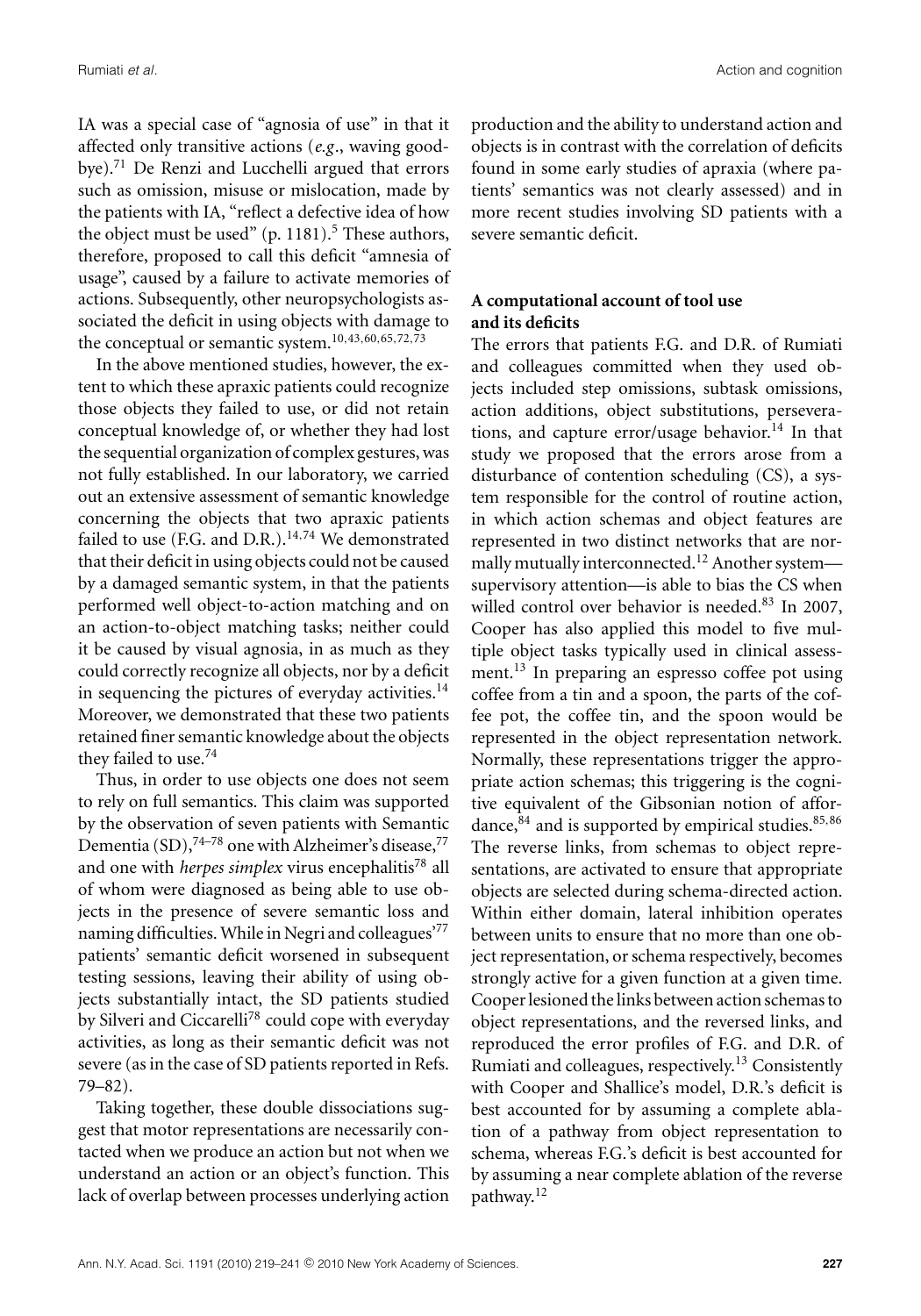IA was a special case of "agnosia of use" in that it affected only transitive actions (*e.g*., waving goodbye).[71] De Renzi and Lucchelli argued that errors such as omission, misuse or mislocation, made by the patients with IA, "reflect a defective idea of how the object must be used" (p. 1181).[5] These authors, therefore, proposed to call this deficit "amnesia of usage", caused by a failure to activate memories of actions. Subsequently, other neuropsychologists associated the deficit in using objects with damage to the conceptual or semantic system.[10,43,60,65,72,73]

In the above mentioned studies, however, the extent to which these apraxic patients could recognize those objects they failed to use, or did not retain conceptual knowledge of, or whether they had lost the sequential organization of complex gestures, was not fully established. In our laboratory, we carried out an extensive assessment of semantic knowledge concerning the objects that two apraxic patients failed to use (F.G. and D.R.).[14,74] We demonstrated that their deficit in using objects could not be caused by a damaged semantic system, in that the patients performed well object-to-action matching and on an action-to-object matching tasks; neither could it be caused by visual agnosia, in as much as they could correctly recognize all objects, nor by a deficit in sequencing the pictures of everyday activities.[14] Moreover, we demonstrated that these two patients retained finer semantic knowledge about the objects they failed to use.[74]

Thus, in order to use objects one does not seem to rely on full semantics. This claim was supported by the observation of seven patients with Semantic Dementia (SD),[74–78] one with Alzheimer's disease,[77] and one with *herpes simplex* virus encephalitis[78] all of whom were diagnosed as being able to use objects in the presence of severe semantic loss and naming difficulties. While in Negri and colleagues'[77] patients' semantic deficit worsened in subsequent testing sessions, leaving their ability of using objects substantially intact, the SD patients studied by Silveri and Ciccarelli[78] could cope with everyday activities, as long as their semantic deficit was not severe (as in the case of SD patients reported in Refs. 79–82).

Taking together, these double dissociations suggest that motor representations are necessarily contacted when we produce an action but not when we understand an action or an object's function. This lack of overlap between processes underlying action production and the ability to understand action and objects is in contrast with the correlation of deficits found in some early studies of apraxia (where patients' semantics was not clearly assessed) and in more recent studies involving SD patients with a severe semantic deficit.

## A computational account of tool use and its deficits

The errors that patients F.G. and D.R. of Rumiati and colleagues committed when they used objects included step omissions, subtask omissions, action additions, object substitutions, perseverations, and capture error/usage behavior.[14] In that study we proposed that the errors arose from a disturbance of contention scheduling (CS), a system responsible for the control of routine action, in which action schemas and object features are represented in two distinct networks that are normally mutually interconnected.[12] Another system—supervisory attention—is able to bias the CS when willed control over behavior is needed.[83] In 2007, Cooper has also applied this model to five multiple object tasks typically used in clinical assessment.[13] In preparing an espresso coffee pot using coffee from a tin and a spoon, the parts of the coffee pot, the coffee tin, and the spoon would be represented in the object representation network. Normally, these representations trigger the appropriate action schemas; this triggering is the cognitive equivalent of the Gibsonian notion of affordance,[84] and is supported by empirical studies.[85,86] The reverse links, from schemas to object representations, are activated to ensure that appropriate objects are selected during schema-directed action. Within either domain, lateral inhibition operates between units to ensure that no more than one object representation, or schema respectively, becomes strongly active for a given function at a given time. Cooper lesioned the links between action schemas to object representations, and the reversed links, and reproduced the error profiles of F.G. and D.R. of Rumiati and colleagues, respectively.[13] Consistently with Cooper and Shallice's model, D.R.'s deficit is best accounted for by assuming a complete ablation of a pathway from object representation to schema, whereas F.G.'s deficit is best accounted for by assuming a near complete ablation of the reverse pathway.[12]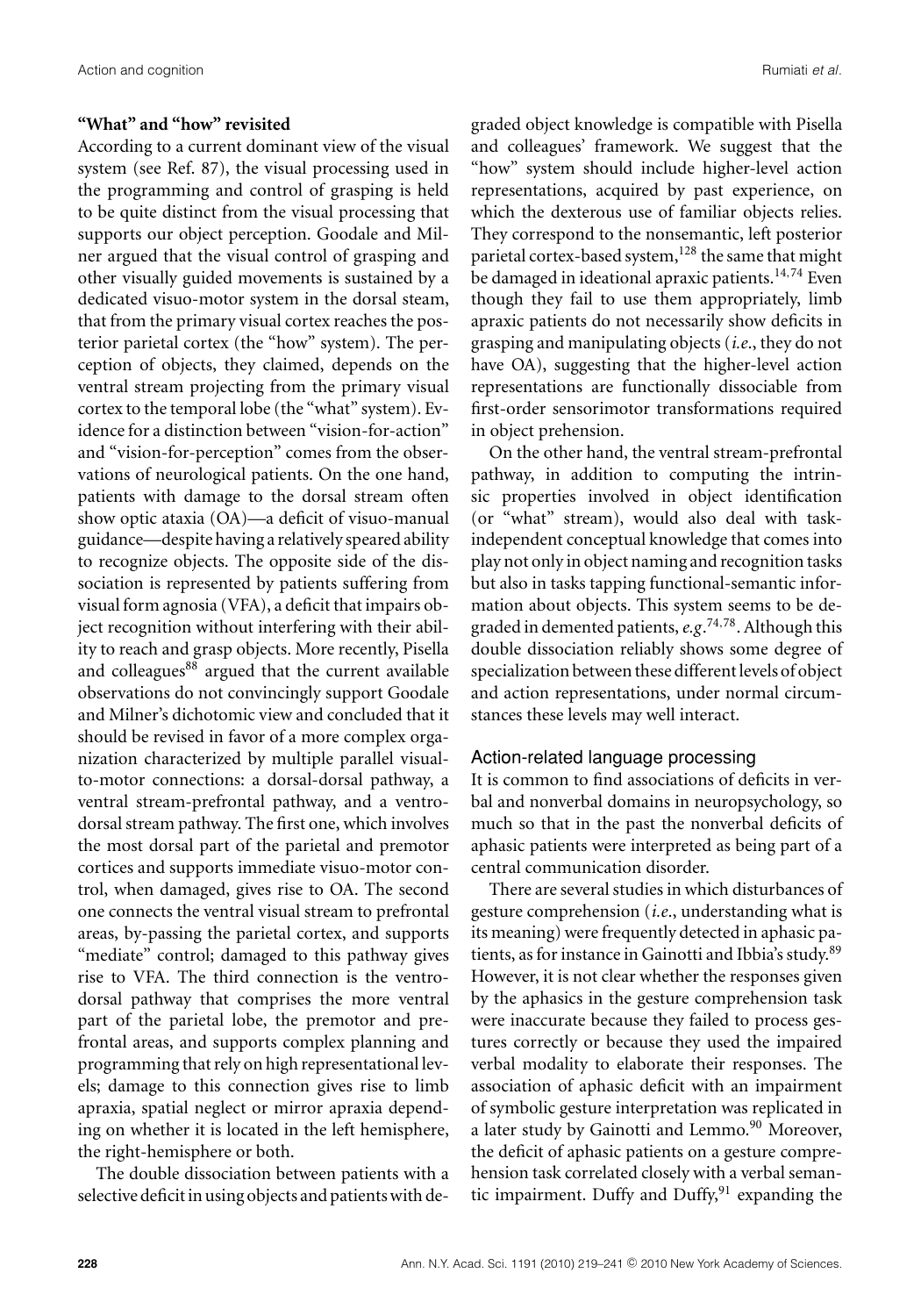### "What" and "how" revisited

According to a current dominant view of the visual system (see Ref. 87), the visual processing used in the programming and control of grasping is held to be quite distinct from the visual processing that supports our object perception. Goodale and Milner argued that the visual control of grasping and other visually guided movements is sustained by a dedicated visuo-motor system in the dorsal steam, that from the primary visual cortex reaches the posterior parietal cortex (the "how" system). The perception of objects, they claimed, depends on the ventral stream projecting from the primary visual cortex to the temporal lobe (the "what" system). Evidence for a distinction between "vision-for-action" and "vision-for-perception" comes from the observations of neurological patients. On the one hand, patients with damage to the dorsal stream often show optic ataxia (OA)—a deficit of visuo-manual guidance—despite having a relatively speared ability to recognize objects. The opposite side of the dissociation is represented by patients suffering from visual form agnosia (VFA), a deficit that impairs object recognition without interfering with their ability to reach and grasp objects. More recently, Pisella and colleagues[88] argued that the current available observations do not convincingly support Goodale and Milner's dichotomic view and concluded that it should be revised in favor of a more complex organization characterized by multiple parallel visual-to-motor connections: a dorsal-dorsal pathway, a ventral stream-prefrontal pathway, and a ventro-dorsal stream pathway. The first one, which involves the most dorsal part of the parietal and premotor cortices and supports immediate visuo-motor control, when damaged, gives rise to OA. The second one connects the ventral visual stream to prefrontal areas, by-passing the parietal cortex, and supports "mediate" control; damaged to this pathway gives rise to VFA. The third connection is the ventro-dorsal pathway that comprises the more ventral part of the parietal lobe, the premotor and prefrontal areas, and supports complex planning and programming that rely on high representational levels; damage to this connection gives rise to limb apraxia, spatial neglect or mirror apraxia depending on whether it is located in the left hemisphere, the right-hemisphere or both.

The double dissociation between patients with a selective deficit in using objects and patients with degraded object knowledge is compatible with Pisella and colleagues' framework. We suggest that the "how" system should include higher-level action representations, acquired by past experience, on which the dexterous use of familiar objects relies. They correspond to the nonsemantic, left posterior parietal cortex-based system,[128] the same that might be damaged in ideational apraxic patients.[14,74] Even though they fail to use them appropriately, limb apraxic patients do not necessarily show deficits in grasping and manipulating objects (*i.e.*, they do not have OA), suggesting that the higher-level action representations are functionally dissociable from first-order sensorimotor transformations required in object prehension.

On the other hand, the ventral stream-prefrontal pathway, in addition to computing the intrinsic properties involved in object identification (or "what" stream), would also deal with task-independent conceptual knowledge that comes into play not only in object naming and recognition tasks but also in tasks tapping functional-semantic information about objects. This system seems to be degraded in demented patients, *e.g*.[74,78]. Although this double dissociation reliably shows some degree of specialization between these different levels of object and action representations, under normal circumstances these levels may well interact.

## Action-related language processing

It is common to find associations of deficits in verbal and nonverbal domains in neuropsychology, so much so that in the past the nonverbal deficits of aphasic patients were interpreted as being part of a central communication disorder.

There are several studies in which disturbances of gesture comprehension (*i.e.*, understanding what is its meaning) were frequently detected in aphasic patients, as for instance in Gainotti and Ibbia's study.[89] However, it is not clear whether the responses given by the aphasics in the gesture comprehension task were inaccurate because they failed to process gestures correctly or because they used the impaired verbal modality to elaborate their responses. The association of aphasic deficit with an impairment of symbolic gesture interpretation was replicated in a later study by Gainotti and Lemmo.[90] Moreover, the deficit of aphasic patients on a gesture comprehension task correlated closely with a verbal semantic impairment. Duffy and Duffy,[91] expanding the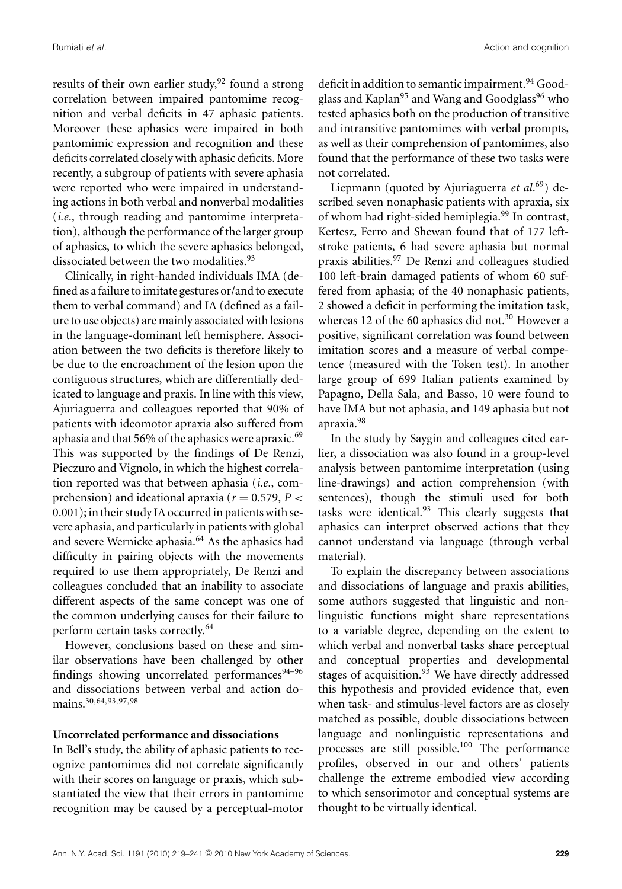results of their own earlier study,[92] found a strong correlation between impaired pantomime recognition and verbal deficits in 47 aphasic patients. Moreover these aphasics were impaired in both pantomimic expression and recognition and these deficits correlated closely with aphasic deficits. More recently, a subgroup of patients with severe aphasia were reported who were impaired in understanding actions in both verbal and nonverbal modalities (*i.e*., through reading and pantomime interpretation), although the performance of the larger group of aphasics, to which the severe aphasics belonged, dissociated between the two modalities.[93]

Clinically, in right-handed individuals IMA (defined as a failure to imitate gestures or/and to execute them to verbal command) and IA (defined as a failure to use objects) are mainly associated with lesions in the language-dominant left hemisphere. Association between the two deficits is therefore likely to be due to the encroachment of the lesion upon the contiguous structures, which are differentially dedicated to language and praxis. In line with this view, Ajuriaguerra and colleagues reported that 90% of patients with ideomotor apraxia also suffered from aphasia and that 56% of the aphasics were apraxic.[69] This was supported by the findings of De Renzi, Pieczuro and Vignolo, in which the highest correlation reported was that between aphasia (*i.e*., comprehension) and ideational apraxia ($r = 0.579$, $P < 0.001$); in their study IA occurred in patients with severe aphasia, and particularly in patients with global and severe Wernicke aphasia.[64] As the aphasics had difficulty in pairing objects with the movements required to use them appropriately, De Renzi and colleagues concluded that an inability to associate different aspects of the same concept was one of the common underlying causes for their failure to perform certain tasks correctly.[64]

However, conclusions based on these and similar observations have been challenged by other findings showing uncorrelated performances[94–96] and dissociations between verbal and action domains.[30,64,93,97,98]

**Uncorrelated performance and dissociations**

In Bell's study, the ability of aphasic patients to recognize pantomimes did not correlate significantly with their scores on language or praxis, which substantiated the view that their errors in pantomime recognition may be caused by a perceptual-motor deficit in addition to semantic impairment.[94] Goodglass and Kaplan[95] and Wang and Goodglass[96] who tested aphasics both on the production of transitive and intransitive pantomimes with verbal prompts, as well as their comprehension of pantomimes, also found that the performance of these two tasks were not correlated.

Liepmann (quoted by Ajuriaguerra *et al*.[69]) described seven nonaphasic patients with apraxia, six of whom had right-sided hemiplegia.[99] In contrast, Kertesz, Ferro and Shewan found that of 177 left-stroke patients, 6 had severe aphasia but normal praxis abilities.[97] De Renzi and colleagues studied 100 left-brain damaged patients of whom 60 suffered from aphasia; of the 40 nonaphasic patients, 2 showed a deficit in performing the imitation task, whereas 12 of the 60 aphasics did not.[30] However a positive, significant correlation was found between imitation scores and a measure of verbal competence (measured with the Token test). In another large group of 699 Italian patients examined by Papagno, Della Sala, and Basso, 10 were found to have IMA but not aphasia, and 149 aphasia but not apraxia.[98]

In the study by Saygin and colleagues cited earlier, a dissociation was also found in a group-level analysis between pantomime interpretation (using line-drawings) and action comprehension (with sentences), though the stimuli used for both tasks were identical.[93] This clearly suggests that aphasics can interpret observed actions that they cannot understand via language (through verbal material).

To explain the discrepancy between associations and dissociations of language and praxis abilities, some authors suggested that linguistic and nonlinguistic functions might share representations to a variable degree, depending on the extent to which verbal and nonverbal tasks share perceptual and conceptual properties and developmental stages of acquisition.[93] We have directly addressed this hypothesis and provided evidence that, even when task- and stimulus-level factors are as closely matched as possible, double dissociations between language and nonlinguistic representations and processes are still possible.[100] The performance profiles, observed in our and others' patients challenge the extreme embodied view according to which sensorimotor and conceptual systems are thought to be virtually identical.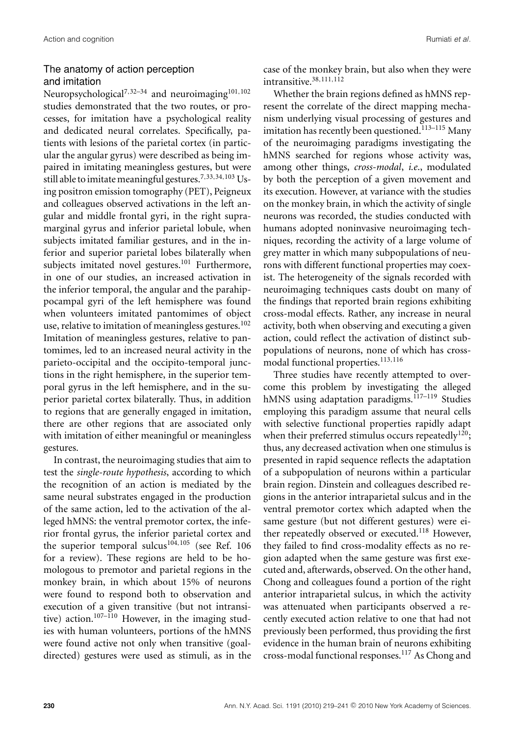## The anatomy of action perception and imitation

Neuropsychological[7,32–34] and neuroimaging[101,102] studies demonstrated that the two routes, or processes, for imitation have a psychological reality and dedicated neural correlates. Specifically, patients with lesions of the parietal cortex (in particular the angular gyrus) were described as being impaired in imitating meaningless gestures, but were still able to imitate meaningful gestures.[7,33,34,103] Using positron emission tomography (PET), Peigneux and colleagues observed activations in the left angular and middle frontal gyri, in the right supramarginal gyrus and inferior parietal lobule, when subjects imitated familiar gestures, and in the inferior and superior parietal lobes bilaterally when subjects imitated novel gestures.[101] Furthermore, in one of our studies, an increased activation in the inferior temporal, the angular and the parahippocampal gyri of the left hemisphere was found when volunteers imitated pantomimes of object use, relative to imitation of meaningless gestures.[102] Imitation of meaningless gestures, relative to pantomimes, led to an increased neural activity in the parieto-occipital and the occipito-temporal junctions in the right hemisphere, in the superior temporal gyrus in the left hemisphere, and in the superior parietal cortex bilaterally. Thus, in addition to regions that are generally engaged in imitation, there are other regions that are associated only with imitation of either meaningful or meaningless gestures.

In contrast, the neuroimaging studies that aim to test the *single-route hypothesis*, according to which the recognition of an action is mediated by the same neural substrates engaged in the production of the same action, led to the activation of the alleged hMNS: the ventral premotor cortex, the inferior frontal gyrus, the inferior parietal cortex and the superior temporal sulcus[104,105] (see Ref. 106 for a review). These regions are held to be homologous to premotor and parietal regions in the monkey brain, in which about 15% of neurons were found to respond both to observation and execution of a given transitive (but not intransitive) action.[107–110] However, in the imaging studies with human volunteers, portions of the hMNS were found active not only when transitive (goal-directed) gestures were used as stimuli, as in the case of the monkey brain, but also when they were intransitive.[38,111,112]

Whether the brain regions defined as hMNS represent the correlate of the direct mapping mechanism underlying visual processing of gestures and imitation has recently been questioned.[113–115] Many of the neuroimaging paradigms investigating the hMNS searched for regions whose activity was, among other things, *cross-modal*, *i.e.*, modulated by both the perception of a given movement and its execution. However, at variance with the studies on the monkey brain, in which the activity of single neurons was recorded, the studies conducted with humans adopted noninvasive neuroimaging techniques, recording the activity of a large volume of grey matter in which many subpopulations of neurons with different functional properties may coexist. The heterogeneity of the signals recorded with neuroimaging techniques casts doubt on many of the findings that reported brain regions exhibiting cross-modal effects. Rather, any increase in neural activity, both when observing and executing a given action, could reflect the activation of distinct subpopulations of neurons, none of which has cross-modal functional properties.[113,116]

Three studies have recently attempted to overcome this problem by investigating the alleged hMNS using adaptation paradigms.[117–119] Studies employing this paradigm assume that neural cells with selective functional properties rapidly adapt when their preferred stimulus occurs repeatedly[120]; thus, any decreased activation when one stimulus is presented in rapid sequence reflects the adaptation of a subpopulation of neurons within a particular brain region. Dinstein and colleagues described regions in the anterior intraparietal sulcus and in the ventral premotor cortex which adapted when the same gesture (but not different gestures) were either repeatedly observed or executed.[118] However, they failed to find cross-modality effects as no region adapted when the same gesture was first executed and, afterwards, observed. On the other hand, Chong and colleagues found a portion of the right anterior intraparietal sulcus, in which the activity was attenuated when participants observed a recently executed action relative to one that had not previously been performed, thus providing the first evidence in the human brain of neurons exhibiting cross-modal functional responses.[117] As Chong and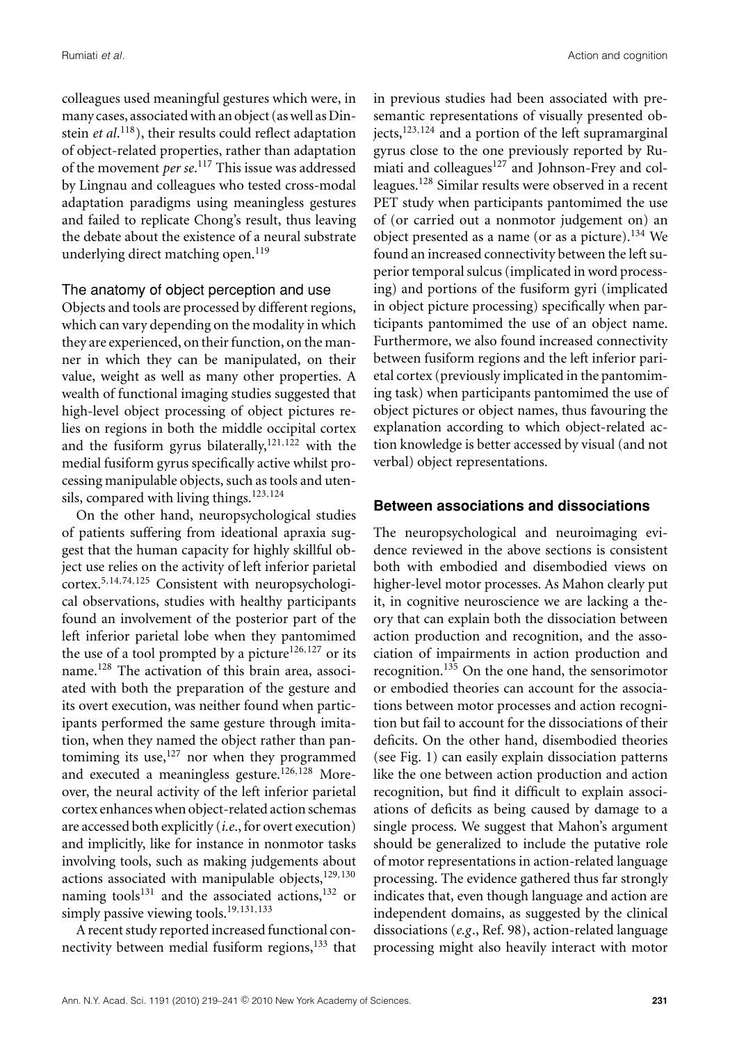colleagues used meaningful gestures which were, in many cases, associated with an object (as well as Dinstein *et al*.[118]), their results could reflect adaptation of object-related properties, rather than adaptation of the movement *per se*.[117] This issue was addressed by Lingnau and colleagues who tested cross-modal adaptation paradigms using meaningless gestures and failed to replicate Chong's result, thus leaving the debate about the existence of a neural substrate underlying direct matching open.[119]

### The anatomy of object perception and use

Objects and tools are processed by different regions, which can vary depending on the modality in which they are experienced, on their function, on the manner in which they can be manipulated, on their value, weight as well as many other properties. A wealth of functional imaging studies suggested that high-level object processing of object pictures relies on regions in both the middle occipital cortex and the fusiform gyrus bilaterally,[121,122] with the medial fusiform gyrus specifically active whilst processing manipulable objects, such as tools and utensils, compared with living things.[123,124]

On the other hand, neuropsychological studies of patients suffering from ideational apraxia suggest that the human capacity for highly skillful object use relies on the activity of left inferior parietal cortex.[5,14,74,125] Consistent with neuropsychological observations, studies with healthy participants found an involvement of the posterior part of the left inferior parietal lobe when they pantomimed the use of a tool prompted by a picture[126,127] or its name.[128] The activation of this brain area, associated with both the preparation of the gesture and its overt execution, was neither found when participants performed the same gesture through imitation, when they named the object rather than pantomiming its use,[127] nor when they programmed and executed a meaningless gesture.[126,128] Moreover, the neural activity of the left inferior parietal cortex enhances when object-related action schemas are accessed both explicitly (*i.e.*, for overt execution) and implicitly, like for instance in nonmotor tasks involving tools, such as making judgements about actions associated with manipulable objects,[129,130] naming tools[131] and the associated actions,[132] or simply passive viewing tools.[19,131,133]

A recent study reported increased functional connectivity between medial fusiform regions,[133] that in previous studies had been associated with presemantic representations of visually presented objects,[123,124] and a portion of the left supramarginal gyrus close to the one previously reported by Rumiati and colleagues[127] and Johnson-Frey and colleagues.[128] Similar results were observed in a recent PET study when participants pantomimed the use of (or carried out a nonmotor judgement on) an object presented as a name (or as a picture).[134] We found an increased connectivity between the left superior temporal sulcus (implicated in word processing) and portions of the fusiform gyri (implicated in object picture processing) specifically when participants pantomimed the use of an object name. Furthermore, we also found increased connectivity between fusiform regions and the left inferior parietal cortex (previously implicated in the pantomiming task) when participants pantomimed the use of object pictures or object names, thus favouring the explanation according to which object-related action knowledge is better accessed by visual (and not verbal) object representations.

## Between associations and dissociations

The neuropsychological and neuroimaging evidence reviewed in the above sections is consistent both with embodied and disembodied views on higher-level motor processes. As Mahon clearly put it, in cognitive neuroscience we are lacking a theory that can explain both the dissociation between action production and recognition, and the association of impairments in action production and recognition.[135] On the one hand, the sensorimotor or embodied theories can account for the associations between motor processes and action recognition but fail to account for the dissociations of their deficits. On the other hand, disembodied theories (see Fig. 1) can easily explain dissociation patterns like the one between action production and action recognition, but find it difficult to explain associations of deficits as being caused by damage to a single process. We suggest that Mahon's argument should be generalized to include the putative role of motor representations in action-related language processing. The evidence gathered thus far strongly indicates that, even though language and action are independent domains, as suggested by the clinical dissociations (*e.g*., Ref. 98), action-related language processing might also heavily interact with motor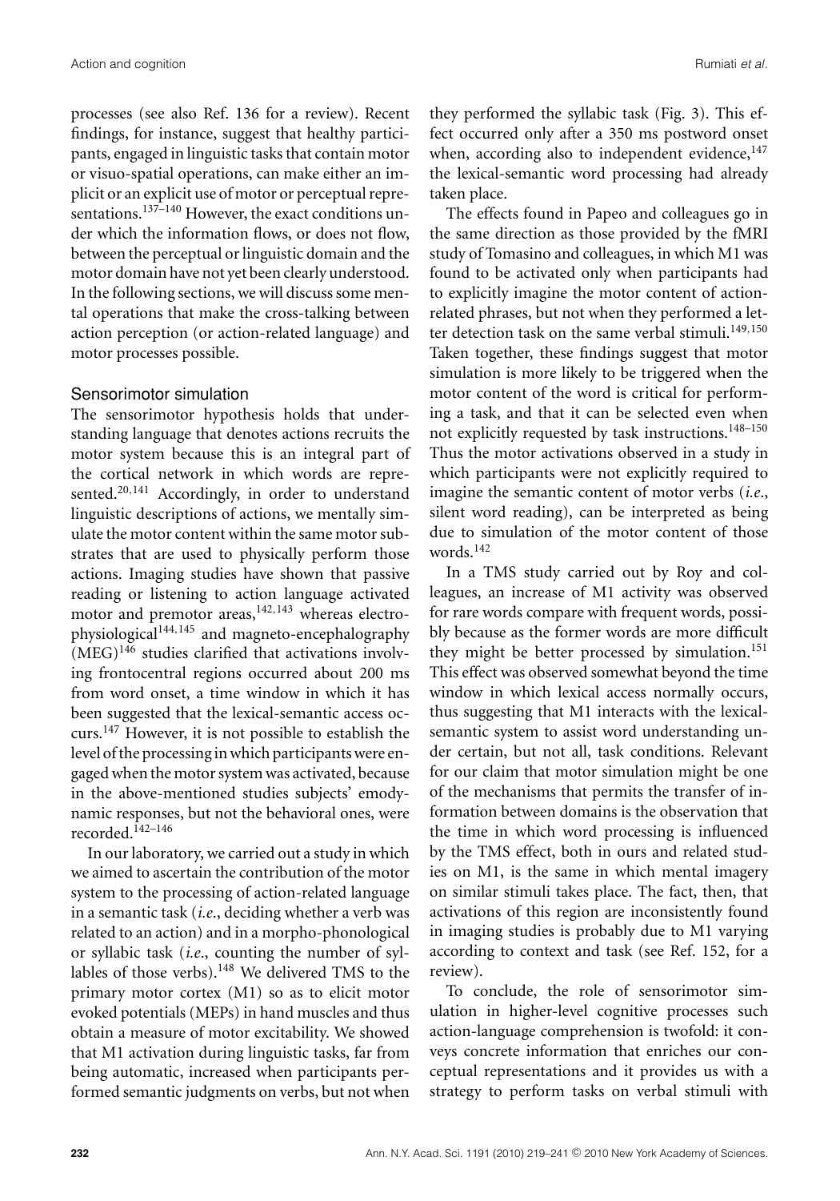processes (see also Ref. 136 for a review). Recent findings, for instance, suggest that healthy participants, engaged in linguistic tasks that contain motor or visuo-spatial operations, can make either an implicit or an explicit use of motor or perceptual representations.[137–140] However, the exact conditions under which the information flows, or does not flow, between the perceptual or linguistic domain and the motor domain have not yet been clearly understood. In the following sections, we will discuss some mental operations that make the cross-talking between action perception (or action-related language) and motor processes possible.

## Sensorimotor simulation

The sensorimotor hypothesis holds that understanding language that denotes actions recruits the motor system because this is an integral part of the cortical network in which words are represented.[20,141] Accordingly, in order to understand linguistic descriptions of actions, we mentally simulate the motor content within the same motor substrates that are used to physically perform those actions. Imaging studies have shown that passive reading or listening to action language activated motor and premotor areas,[142,143] whereas electrophysiological[144,145] and magneto-encephalography (MEG)[146] studies clarified that activations involving frontocentral regions occurred about 200 ms from word onset, a time window in which it has been suggested that the lexical-semantic access occurs.[147] However, it is not possible to establish the level of the processing in which participants were engaged when the motor system was activated, because in the above-mentioned studies subjects' emodynamic responses, but not the behavioral ones, were recorded.[142–146]

In our laboratory, we carried out a study in which we aimed to ascertain the contribution of the motor system to the processing of action-related language in a semantic task (*i.e.*, deciding whether a verb was related to an action) and in a morpho-phonological or syllabic task (*i.e.*, counting the number of syllables of those verbs).[148] We delivered TMS to the primary motor cortex (M1) so as to elicit motor evoked potentials (MEPs) in hand muscles and thus obtain a measure of motor excitability. We showed that M1 activation during linguistic tasks, far from being automatic, increased when participants performed semantic judgments on verbs, but not when they performed the syllabic task (Fig. 3). This effect occurred only after a 350 ms postword onset when, according also to independent evidence,[147] the lexical-semantic word processing had already taken place.

The effects found in Papeo and colleagues go in the same direction as those provided by the fMRI study of Tomasino and colleagues, in which M1 was found to be activated only when participants had to explicitly imagine the motor content of action-related phrases, but not when they performed a letter detection task on the same verbal stimuli.[149,150] Taken together, these findings suggest that motor simulation is more likely to be triggered when the motor content of the word is critical for performing a task, and that it can be selected even when not explicitly requested by task instructions.[148–150] Thus the motor activations observed in a study in which participants were not explicitly required to imagine the semantic content of motor verbs (*i.e.*, silent word reading), can be interpreted as being due to simulation of the motor content of those words.[142]

In a TMS study carried out by Roy and colleagues, an increase of M1 activity was observed for rare words compare with frequent words, possibly because as the former words are more difficult they might be better processed by simulation.[151] This effect was observed somewhat beyond the time window in which lexical access normally occurs, thus suggesting that M1 interacts with the lexical-semantic system to assist word understanding under certain, but not all, task conditions. Relevant for our claim that motor simulation might be one of the mechanisms that permits the transfer of information between domains is the observation that the time in which word processing is influenced by the TMS effect, both in ours and related studies on M1, is the same in which mental imagery on similar stimuli takes place. The fact, then, that activations of this region are inconsistently found in imaging studies is probably due to M1 varying according to context and task (see Ref. 152, for a review).

To conclude, the role of sensorimotor simulation in higher-level cognitive processes such action-language comprehension is twofold: it conveys concrete information that enriches our conceptual representations and it provides us with a strategy to perform tasks on verbal stimuli with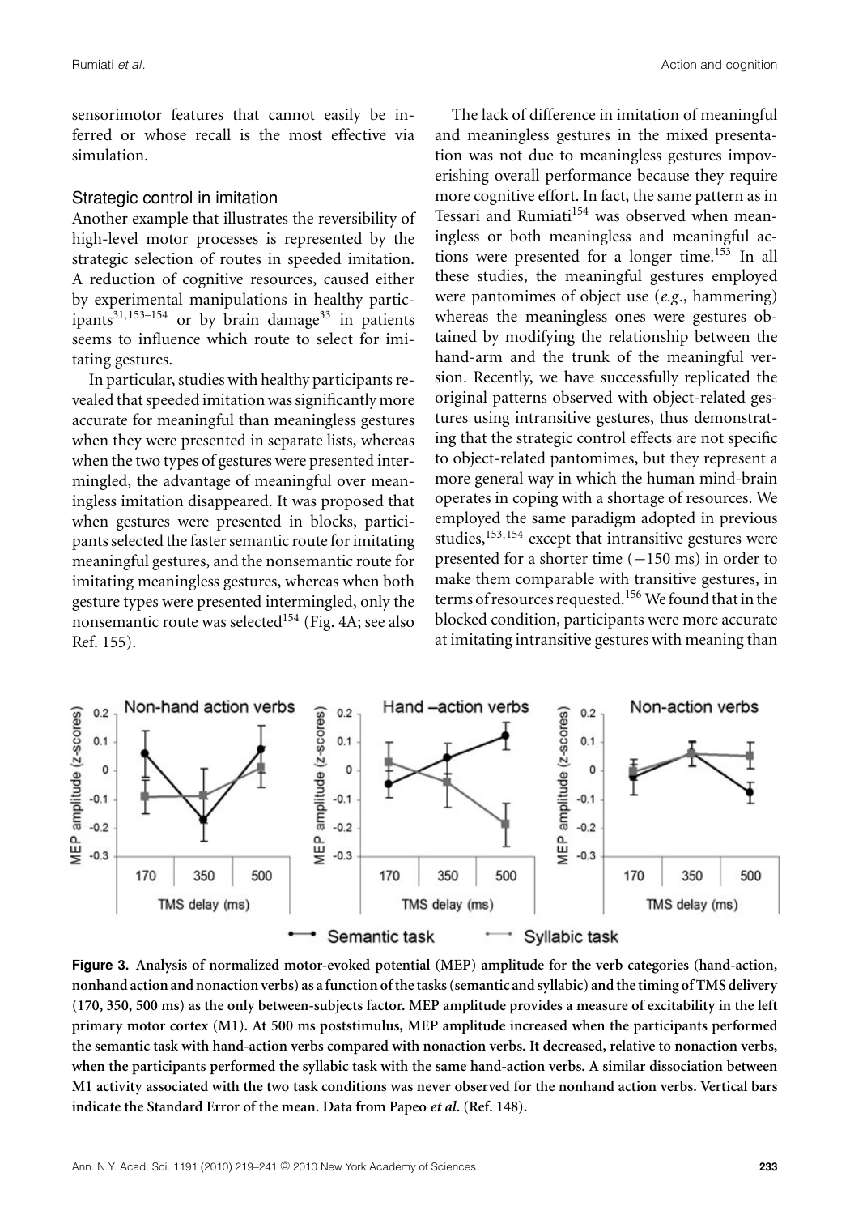sensorimotor features that cannot easily be inferred or whose recall is the most effective via simulation.

### Strategic control in imitation

Another example that illustrates the reversibility of high-level motor processes is represented by the strategic selection of routes in speeded imitation. A reduction of cognitive resources, caused either by experimental manipulations in healthy participants[31,153–154] or by brain damage[33] in patients seems to influence which route to select for imitating gestures.

In particular, studies with healthy participants revealed that speeded imitation was significantly more accurate for meaningful than meaningless gestures when they were presented in separate lists, whereas when the two types of gestures were presented intermingled, the advantage of meaningful over meaningless imitation disappeared. It was proposed that when gestures were presented in blocks, participants selected the faster semantic route for imitating meaningful gestures, and the nonsemantic route for imitating meaningless gestures, whereas when both gesture types were presented intermingled, only the nonsemantic route was selected[154] (Fig. 4A; see also Ref. 155).

The lack of difference in imitation of meaningful and meaningless gestures in the mixed presentation was not due to meaningless gestures impoverishing overall performance because they require more cognitive effort. In fact, the same pattern as in Tessari and Rumiati[154] was observed when meaningless or both meaningless and meaningful actions were presented for a longer time.[153] In all these studies, the meaningful gestures employed were pantomimes of object use (*e.g.*, hammering) whereas the meaningless ones were gestures obtained by modifying the relationship between the hand-arm and the trunk of the meaningful version. Recently, we have successfully replicated the original patterns observed with object-related gestures using intransitive gestures, thus demonstrating that the strategic control effects are not specific to object-related pantomimes, but they represent a more general way in which the human mind-brain operates in coping with a shortage of resources. We employed the same paradigm adopted in previous studies,[153,154] except that intransitive gestures were presented for a shorter time (−150 ms) in order to make them comparable with transitive gestures, in terms of resources requested.[156] We found that in the blocked condition, participants were more accurate at imitating intransitive gestures with meaning than

**Figure 3.** **Analysis of normalized motor-evoked potential (MEP) amplitude for the verb categories (hand-action, nonhand action and nonaction verbs) as a function of the tasks (semantic and syllabic) and the timing of TMS delivery (170, 350, 500 ms) as the only between-subjects factor. MEP amplitude provides a measure of excitability in the left primary motor cortex (M1). At 500 ms poststimulus, MEP amplitude increased when the participants performed the semantic task with hand-action verbs compared with nonaction verbs. It decreased, relative to nonaction verbs, when the participants performed the syllabic task with the same hand-action verbs. A similar dissociation between M1 activity associated with the two task conditions was never observed for the nonhand action verbs. Vertical bars indicate the Standard Error of the mean. Data from Papeo *et al.* (Ref. 148).**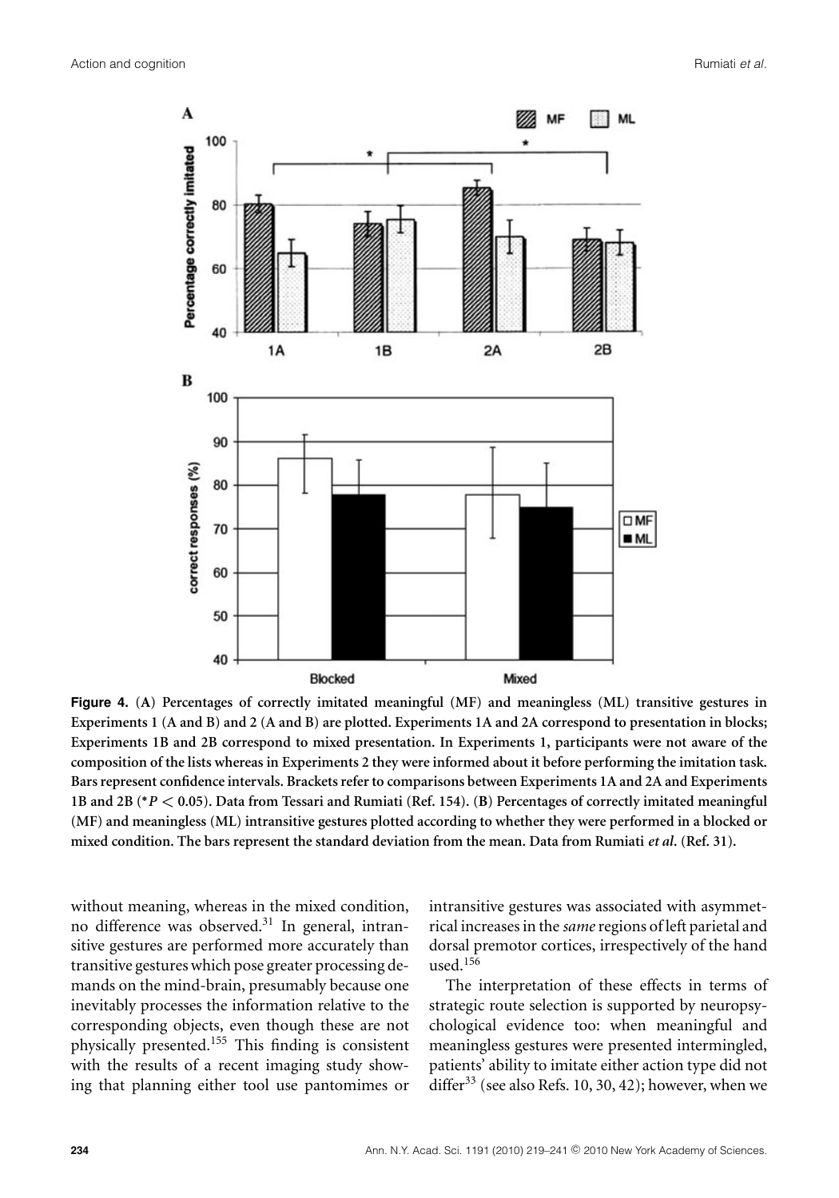**Figure 4.** (**A**) **Percentages of correctly imitated meaningful (MF) and meaningless (ML) transitive gestures in Experiments 1 (A and B) and 2 (A and B) are plotted. Experiments 1A and 2A correspond to presentation in blocks; Experiments 1B and 2B correspond to mixed presentation. In Experiments 1, participants were not aware of the composition of the lists whereas in Experiments 2 they were informed about it before performing the imitation task. Bars represent confidence intervals. Brackets refer to comparisons between Experiments 1A and 2A and Experiments 1B and 2B (\*$P < 0.05$). Data from Tessari and Rumiati (Ref. 154).** (**B**) **Percentages of correctly imitated meaningful (MF) and meaningless (ML) intransitive gestures plotted according to whether they were performed in a blocked or mixed condition. The bars represent the standard deviation from the mean. Data from Rumiati *et al.* (Ref. 31).**

without meaning, whereas in the mixed condition, no difference was observed.[31] In general, intransitive gestures are performed more accurately than transitive gestures which pose greater processing demands on the mind-brain, presumably because one inevitably processes the information relative to the corresponding objects, even though these are not physically presented.[155] This finding is consistent with the results of a recent imaging study showing that planning either tool use pantomimes or intransitive gestures was associated with asymmetrical increases in the *same* regions of left parietal and dorsal premotor cortices, irrespectively of the hand used.[156]

The interpretation of these effects in terms of strategic route selection is supported by neuropsychological evidence too: when meaningful and meaningless gestures were presented intermingled, patients' ability to imitate either action type did not differ[33] (see also Refs. 10, 30, 42); however, when we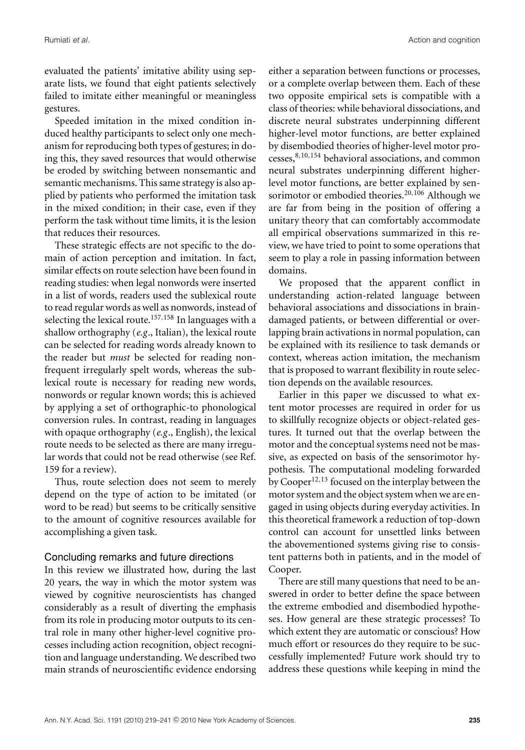evaluated the patients' imitative ability using separate lists, we found that eight patients selectively failed to imitate either meaningful or meaningless gestures.

Speeded imitation in the mixed condition induced healthy participants to select only one mechanism for reproducing both types of gestures; in doing this, they saved resources that would otherwise be eroded by switching between nonsemantic and semantic mechanisms. This same strategy is also applied by patients who performed the imitation task in the mixed condition; in their case, even if they perform the task without time limits, it is the lesion that reduces their resources.

These strategic effects are not specific to the domain of action perception and imitation. In fact, similar effects on route selection have been found in reading studies: when legal nonwords were inserted in a list of words, readers used the sublexical route to read regular words as well as nonwords, instead of selecting the lexical route.[157,158] In languages with a shallow orthography (*e.g*., Italian), the lexical route can be selected for reading words already known to the reader but *must* be selected for reading nonfrequent irregularly spelt words, whereas the sublexical route is necessary for reading new words, nonwords or regular known words; this is achieved by applying a set of orthographic-to phonological conversion rules. In contrast, reading in languages with opaque orthography (*e.g*., English), the lexical route needs to be selected as there are many irregular words that could not be read otherwise (see Ref. 159 for a review).

Thus, route selection does not seem to merely depend on the type of action to be imitated (or word to be read) but seems to be critically sensitive to the amount of cognitive resources available for accomplishing a given task.

## Concluding remarks and future directions

In this review we illustrated how, during the last 20 years, the way in which the motor system was viewed by cognitive neuroscientists has changed considerably as a result of diverting the emphasis from its role in producing motor outputs to its central role in many other higher-level cognitive processes including action recognition, object recognition and language understanding. We described two main strands of neuroscientific evidence endorsing either a separation between functions or processes, or a complete overlap between them. Each of these two opposite empirical sets is compatible with a class of theories: while behavioral dissociations, and discrete neural substrates underpinning different higher-level motor functions, are better explained by disembodied theories of higher-level motor processes,[8,10,154] behavioral associations, and common neural substrates underpinning different higher-level motor functions, are better explained by sensorimotor or embodied theories.[20,106] Although we are far from being in the position of offering a unitary theory that can comfortably accommodate all empirical observations summarized in this review, we have tried to point to some operations that seem to play a role in passing information between domains.

We proposed that the apparent conflict in understanding action-related language between behavioral associations and dissociations in brain-damaged patients, or between differential or overlapping brain activations in normal population, can be explained with its resilience to task demands or context, whereas action imitation, the mechanism that is proposed to warrant flexibility in route selection depends on the available resources.

Earlier in this paper we discussed to what extent motor processes are required in order for us to skillfully recognize objects or object-related gestures. It turned out that the overlap between the motor and the conceptual systems need not be massive, as expected on basis of the sensorimotor hypothesis. The computational modeling forwarded by Cooper[12,13] focused on the interplay between the motor system and the object system when we are engaged in using objects during everyday activities. In this theoretical framework a reduction of top-down control can account for unsettled links between the abovementioned systems giving rise to consistent patterns both in patients, and in the model of Cooper.

There are still many questions that need to be answered in order to better define the space between the extreme embodied and disembodied hypotheses. How general are these strategic processes? To which extent they are automatic or conscious? How much effort or resources do they require to be successfully implemented? Future work should try to address these questions while keeping in mind the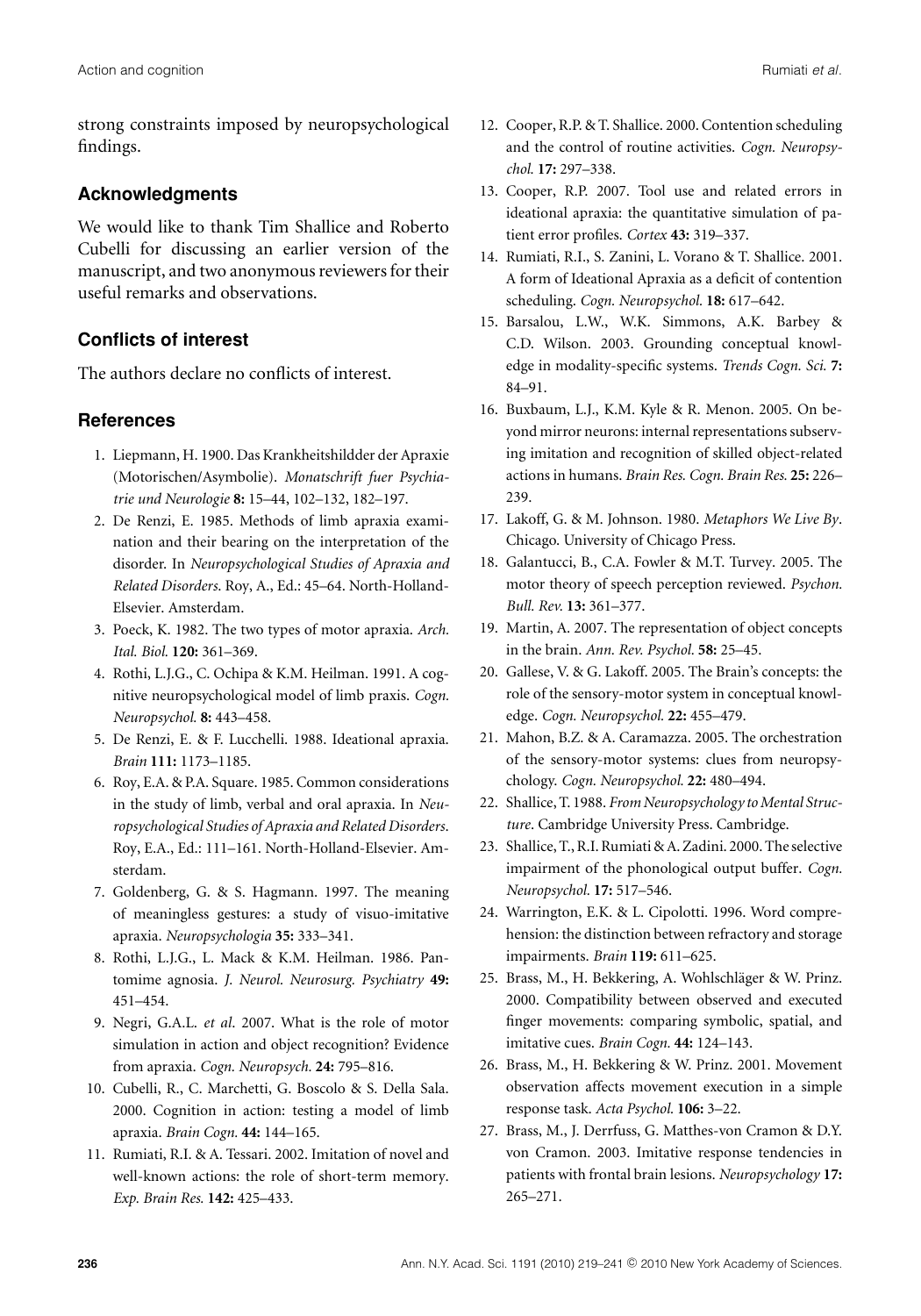strong constraints imposed by neuropsychological findings.

## Acknowledgments

We would like to thank Tim Shallice and Roberto Cubelli for discussing an earlier version of the manuscript, and two anonymous reviewers for their useful remarks and observations.

## Conflicts of interest

The authors declare no conflicts of interest.

## References

1. Liepmann, H. 1900. Das Krankheitshildder der Apraxie (Motorischen/Asymbolie). *Monatschrift fuer Psychiatrie und Neurologie* **8:** 15–44, 102–132, 182–197.
2. De Renzi, E. 1985. Methods of limb apraxia examination and their bearing on the interpretation of the disorder. In *Neuropsychological Studies of Apraxia and Related Disorders*. Roy, A., Ed.: 45–64. North-Holland-Elsevier. Amsterdam.
3. Poeck, K. 1982. The two types of motor apraxia. *Arch. Ital. Biol.* **120:** 361–369.
4. Rothi, L.J.G., C. Ochipa & K.M. Heilman. 1991. A cognitive neuropsychological model of limb praxis. *Cogn. Neuropsychol.* **8:** 443–458.
5. De Renzi, E. & F. Lucchelli. 1988. Ideational apraxia. *Brain* **111:** 1173–1185.
6. Roy, E.A. & P.A. Square. 1985. Common considerations in the study of limb, verbal and oral apraxia. In *Neuropsychological Studies of Apraxia and Related Disorders*. Roy, E.A., Ed.: 111–161. North-Holland-Elsevier. Amsterdam.
7. Goldenberg, G. & S. Hagmann. 1997. The meaning of meaningless gestures: a study of visuo-imitative apraxia. *Neuropsychologia* **35:** 333–341.
8. Rothi, L.J.G., L. Mack & K.M. Heilman. 1986. Pantomime agnosia. *J. Neurol. Neurosurg. Psychiatry* **49:** 451–454.
9. Negri, G.A.L. *et al*. 2007. What is the role of motor simulation in action and object recognition? Evidence from apraxia. *Cogn. Neuropsych.* **24:** 795–816.
10. Cubelli, R., C. Marchetti, G. Boscolo & S. Della Sala. 2000. Cognition in action: testing a model of limb apraxia. *Brain Cogn.* **44:** 144–165.
11. Rumiati, R.I. & A. Tessari. 2002. Imitation of novel and well-known actions: the role of short-term memory. *Exp. Brain Res.* **142:** 425–433.
12. Cooper, R.P. & T. Shallice. 2000. Contention scheduling and the control of routine activities. *Cogn. Neuropsychol.* **17:** 297–338.
13. Cooper, R.P. 2007. Tool use and related errors in ideational apraxia: the quantitative simulation of patient error profiles. *Cortex* **43:** 319–337.
14. Rumiati, R.I., S. Zanini, L. Vorano & T. Shallice. 2001. A form of Ideational Apraxia as a deficit of contention scheduling. *Cogn. Neuropsychol.* **18:** 617–642.
15. Barsalou, L.W., W.K. Simmons, A.K. Barbey & C.D. Wilson. 2003. Grounding conceptual knowledge in modality-specific systems. *Trends Cogn. Sci.* **7:** 84–91.
16. Buxbaum, L.J., K.M. Kyle & R. Menon. 2005. On beyond mirror neurons: internal representations subserving imitation and recognition of skilled object-related actions in humans. *Brain Res. Cogn. Brain Res.* **25:** 226–239.
17. Lakoff, G. & M. Johnson. 1980. *Metaphors We Live By*. Chicago. University of Chicago Press.
18. Galantucci, B., C.A. Fowler & M.T. Turvey. 2005. The motor theory of speech perception reviewed. *Psychon. Bull. Rev.* **13:** 361–377.
19. Martin, A. 2007. The representation of object concepts in the brain. *Ann. Rev. Psychol.* **58:** 25–45.
20. Gallese, V. & G. Lakoff. 2005. The Brain's concepts: the role of the sensory-motor system in conceptual knowledge. *Cogn. Neuropsychol.* **22:** 455–479.
21. Mahon, B.Z. & A. Caramazza. 2005. The orchestration of the sensory-motor systems: clues from neuropsychology. *Cogn. Neuropsychol.* **22:** 480–494.
22. Shallice, T. 1988. *From Neuropsychology to Mental Structure*. Cambridge University Press. Cambridge.
23. Shallice, T., R.I. Rumiati & A. Zadini. 2000. The selective impairment of the phonological output buffer. *Cogn. Neuropsychol.* **17:** 517–546.
24. Warrington, E.K. & L. Cipolotti. 1996. Word comprehension: the distinction between refractory and storage impairments. *Brain* **119:** 611–625.
25. Brass, M., H. Bekkering, A. Wohlschläger & W. Prinz. 2000. Compatibility between observed and executed finger movements: comparing symbolic, spatial, and imitative cues. *Brain Cogn.* **44:** 124–143.
26. Brass, M., H. Bekkering & W. Prinz. 2001. Movement observation affects movement execution in a simple response task. *Acta Psychol.* **106:** 3–22.
27. Brass, M., J. Derrfuss, G. Matthes-von Cramon & D.Y. von Cramon. 2003. Imitative response tendencies in patients with frontal brain lesions. *Neuropsychology* **17:** 265–271.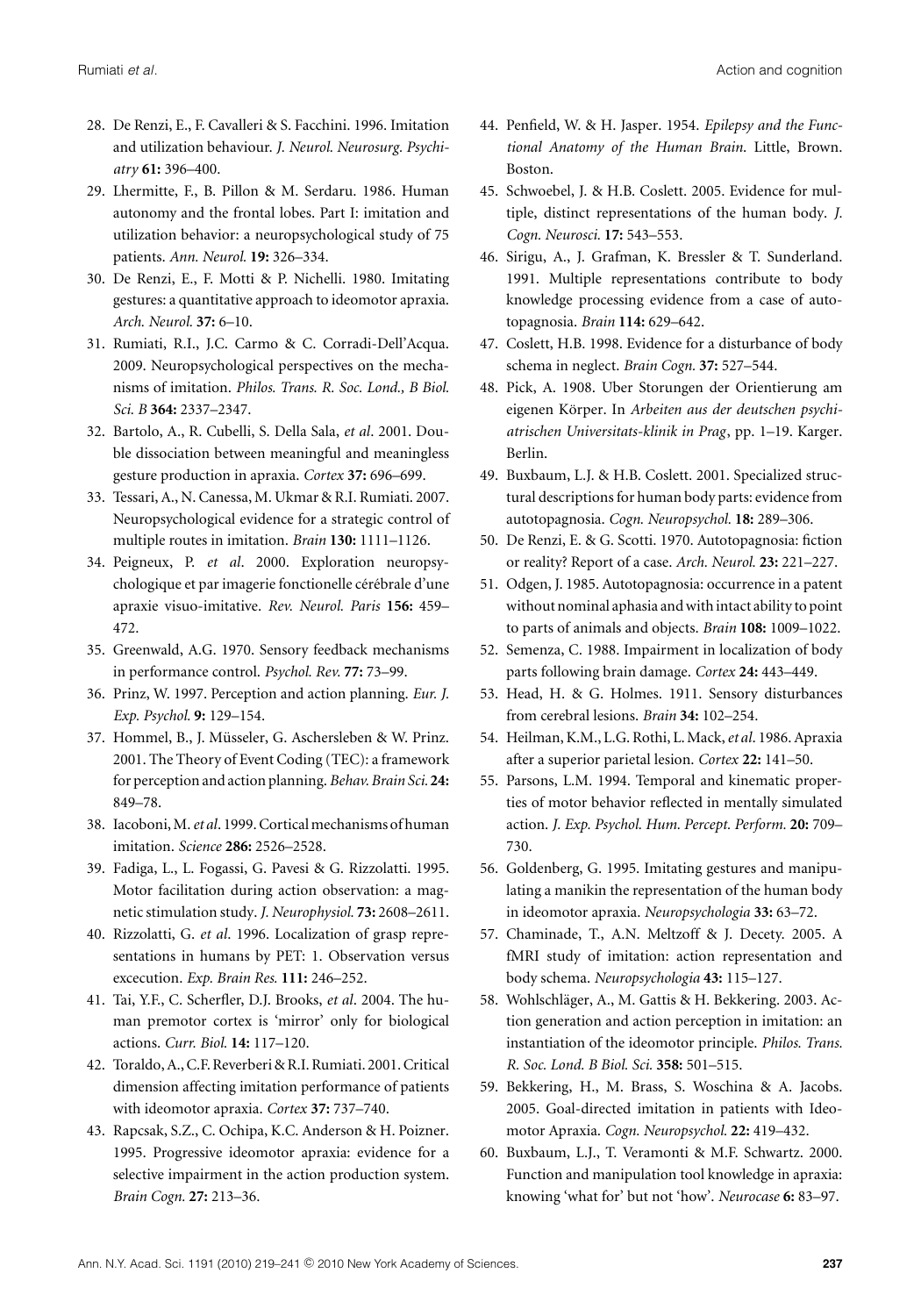28. De Renzi, E., F. Cavalleri & S. Facchini. 1996. Imitation and utilization behaviour. *J. Neurol. Neurosurg. Psychiatry* **61:** 396–400.
29. Lhermitte, F., B. Pillon & M. Serdaru. 1986. Human autonomy and the frontal lobes. Part I: imitation and utilization behavior: a neuropsychological study of 75 patients. *Ann. Neurol.* **19:** 326–334.
30. De Renzi, E., F. Motti & P. Nichelli. 1980. Imitating gestures: a quantitative approach to ideomotor apraxia. *Arch. Neurol.* **37:** 6–10.
31. Rumiati, R.I., J.C. Carmo & C. Corradi-Dell'Acqua. 2009. Neuropsychological perspectives on the mechanisms of imitation. *Philos. Trans. R. Soc. Lond., B Biol. Sci. B* **364:** 2337–2347.
32. Bartolo, A., R. Cubelli, S. Della Sala, *et al*. 2001. Double dissociation between meaningful and meaningless gesture production in apraxia. *Cortex* **37:** 696–699.
33. Tessari, A., N. Canessa, M. Ukmar & R.I. Rumiati. 2007. Neuropsychological evidence for a strategic control of multiple routes in imitation. *Brain* **130:** 1111–1126.
34. Peigneux, P. *et al*. 2000. Exploration neuropsychologique et par imagerie fonctionelle cérébrale d'une apraxie visuo-imitative. *Rev. Neurol. Paris* **156:** 459–472.
35. Greenwald, A.G. 1970. Sensory feedback mechanisms in performance control. *Psychol. Rev.* **77:** 73–99.
36. Prinz, W. 1997. Perception and action planning. *Eur. J. Exp. Psychol.* **9:** 129–154.
37. Hommel, B., J. Müsseler, G. Aschersleben & W. Prinz. 2001. The Theory of Event Coding (TEC): a framework for perception and action planning. *Behav. Brain Sci.* **24:** 849–78.
38. Iacoboni, M. *et al*. 1999. Cortical mechanisms of human imitation. *Science* **286:** 2526–2528.
39. Fadiga, L., L. Fogassi, G. Pavesi & G. Rizzolatti. 1995. Motor facilitation during action observation: a magnetic stimulation study. *J. Neurophysiol.* **73:** 2608–2611.
40. Rizzolatti, G. *et al*. 1996. Localization of grasp representations in humans by PET: 1. Observation versus excecution. *Exp. Brain Res.* **111:** 246–252.
41. Tai, Y.F., C. Scherfler, D.J. Brooks, *et al*. 2004. The human premotor cortex is 'mirror' only for biological actions. *Curr. Biol.* **14:** 117–120.
42. Toraldo, A., C.F. Reverberi & R.I. Rumiati. 2001. Critical dimension affecting imitation performance of patients with ideomotor apraxia. *Cortex* **37:** 737–740.
43. Rapcsak, S.Z., C. Ochipa, K.C. Anderson & H. Poizner. 1995. Progressive ideomotor apraxia: evidence for a selective impairment in the action production system. *Brain Cogn.* **27:** 213–36.
44. Penfield, W. & H. Jasper. 1954. *Epilepsy and the Functional Anatomy of the Human Brain*. Little, Brown. Boston.
45. Schwoebel, J. & H.B. Coslett. 2005. Evidence for multiple, distinct representations of the human body. *J. Cogn. Neurosci.* **17:** 543–553.
46. Sirigu, A., J. Grafman, K. Bressler & T. Sunderland. 1991. Multiple representations contribute to body knowledge processing evidence from a case of autotopagnosia. *Brain* **114:** 629–642.
47. Coslett, H.B. 1998. Evidence for a disturbance of body schema in neglect. *Brain Cogn.* **37:** 527–544.
48. Pick, A. 1908. Uber Storungen der Orientierung am eigenen Körper. In *Arbeiten aus der deutschen psychiatrischen Universitats-klinik in Prag*, pp. 1–19. Karger. Berlin.
49. Buxbaum, L.J. & H.B. Coslett. 2001. Specialized structural descriptions for human body parts: evidence from autotopagnosia. *Cogn. Neuropsychol.* **18:** 289–306.
50. De Renzi, E. & G. Scotti. 1970. Autotopagnosia: fiction or reality? Report of a case. *Arch. Neurol.* **23:** 221–227.
51. Odgen, J. 1985. Autotopagnosia: occurrence in a patent without nominal aphasia and with intact ability to point to parts of animals and objects. *Brain* **108:** 1009–1022.
52. Semenza, C. 1988. Impairment in localization of body parts following brain damage. *Cortex* **24:** 443–449.
53. Head, H. & G. Holmes. 1911. Sensory disturbances from cerebral lesions. *Brain* **34:** 102–254.
54. Heilman, K.M., L.G. Rothi, L. Mack, *et al*. 1986. Apraxia after a superior parietal lesion. *Cortex* **22:** 141–50.
55. Parsons, L.M. 1994. Temporal and kinematic properties of motor behavior reflected in mentally simulated action. *J. Exp. Psychol. Hum. Percept. Perform.* **20:** 709–730.
56. Goldenberg, G. 1995. Imitating gestures and manipulating a manikin the representation of the human body in ideomotor apraxia. *Neuropsychologia* **33:** 63–72.
57. Chaminade, T., A.N. Meltzoff & J. Decety. 2005. A fMRI study of imitation: action representation and body schema. *Neuropsychologia* **43:** 115–127.
58. Wohlschläger, A., M. Gattis & H. Bekkering. 2003. Action generation and action perception in imitation: an instantiation of the ideomotor principle. *Philos. Trans. R. Soc. Lond. B Biol. Sci.* **358:** 501–515.
59. Bekkering, H., M. Brass, S. Woschina & A. Jacobs. 2005. Goal-directed imitation in patients with Ideomotor Apraxia. *Cogn. Neuropsychol.* **22:** 419–432.
60. Buxbaum, L.J., T. Veramonti & M.F. Schwartz. 2000. Function and manipulation tool knowledge in apraxia: knowing 'what for' but not 'how'. *Neurocase* **6:** 83–97.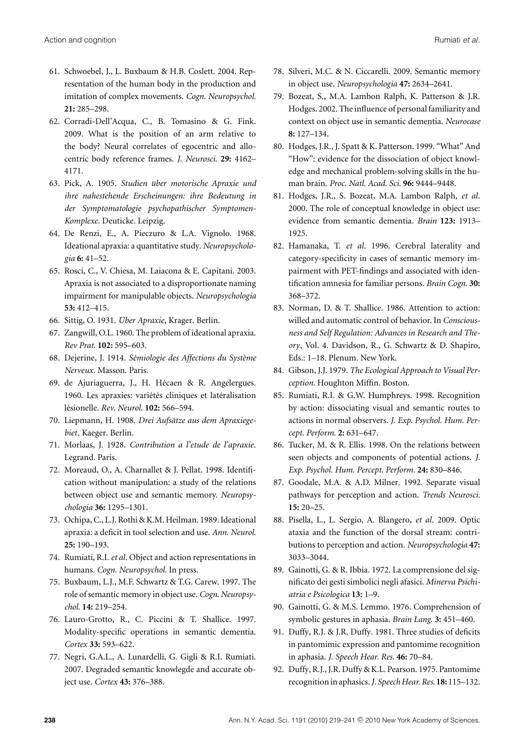61. Schwoebel, J., L. Buxbaum & H.B. Coslett. 2004. Representation of the human body in the production and imitation of complex movements. *Cogn. Neuropsychol.* **21:** 285–298.
62. Corradi-Dell'Acqua, C., B. Tomasino & G. Fink. 2009. What is the position of an arm relative to the body? Neural correlates of egocentric and allocentric body reference frames. *J. Neurosci.* **29:** 4162–4171.
63. Pick, A. 1905. *Studien über motorische Apraxie und ihre nahestehende Erscheinungen: ihre Bedeutung in der Symptomatologie psychopathischer Symptomen-Komplexe*. Deuticke. Leipzig.
64. De Renzi, E., A. Pieczuro & L.A. Vignolo. 1968. Ideational apraxia: a quantitative study. *Neuropsychologia* **6:** 41–52.
65. Rosci, C., V. Chiesa, M. Laiacona & E. Capitani. 2003. Apraxia is not associated to a disproportionate naming impairment for manipulable objects. *Neuropsychologia* **53:** 412–415.
66. Sittig, O. 1931. *Über Apraxie*, Krager. Berlin.
67. Zangwill, O.L. 1960. The problem of ideational apraxia. *Rev Prat.* **102:** 595–603.
68. Dejerine, J. 1914. *Sémiologie des Affections du Système Nerveux*. Masson. Paris.
69. de Ajuriaguerra, J., H. Hécaen & R. Angelergues. 1960. Les apraxies: variétés cliniques et latéralisation lésionelle. *Rev. Neurol.* **102:** 566–594.
70. Liepmann, H. 1908. *Drei Aufsätze aus dem Apraxiegebiet*. Kaeger. Berlin.
71. Morlaas, J. 1928. *Contribution a l'etude de l'apraxie*. Legrand. Paris.
72. Moreaud, O., A. Charnallet & J. Pellat. 1998. Identification without manipulation: a study of the relations between object use and semantic memory. *Neuropsychologia* **36:** 1295–1301.
73. Ochipa, C., L.J. Rothi & K.M. Heilman. 1989. Ideational apraxia: a deficit in tool selection and use. *Ann. Neurol.* **25:** 190–193.
74. Rumiati, R.I. *et al*. Object and action representations in humans. *Cogn. Neuropsychol.* In press.
75. Buxbaum, L.J., M.F. Schwartz & T.G. Carew. 1997. The role of semantic memory in object use. *Cogn. Neuropsychol.* **14:** 219–254.
76. Lauro-Grotto, R., C. Piccini & T. Shallice. 1997. Modality-specific operations in semantic dementia. *Cortex* **33:** 593–622.
77. Negri, G.A.L., A. Lunardelli, G. Gigli & R.I. Rumiati. 2007. Degraded semantic knowlegde and accurate object use. *Cortex* **43:** 376–388.
78. Silveri, M.C. & N. Ciccarelli. 2009. Semantic memory in object use. *Neuropsychologia* **47:** 2634–2641.
79. Bozeat, S., M.A. Lambon Ralph, K. Patterson & J.R. Hodges. 2002. The influence of personal familiarity and context on object use in semantic dementia. *Neurocase* **8:** 127–134.
80. Hodges, J.R., J. Spatt & K. Patterson. 1999. "What" And "How": evidence for the dissociation of object knowledge and mechanical problem-solving skills in the human brain. *Proc. Natl. Acad. Sci.* **96:** 9444–9448.
81. Hodges, J.R., S. Bozeat, M.A. Lambon Ralph, *et al*. 2000. The role of conceptual knowledge in object use: evidence from semantic dementia. *Brain* **123:** 1913–1925.
82. Hamanaka, T. *et al*. 1996. Cerebral laterality and category-specificity in cases of semantic memory impairment with PET-findings and associated with identification amnesia for familiar persons. *Brain Cogn.* **30:** 368–372.
83. Norman, D. & T. Shallice. 1986. Attention to action: willed and automatic control of behavior. In *Consciousness and Self Regulation: Advances in Research and Theory*, Vol. 4. Davidson, R., G. Schwartz & D. Shapiro, Eds.: 1–18. Plenum. New York.
84. Gibson, J.J. 1979. *The Ecological Approach to Visual Perception.* Houghton Miffin. Boston.
85. Rumiati, R.I. & G.W. Humphreys. 1998. Recognition by action: dissociating visual and semantic routes to actions in normal observers. *J. Exp. Psychol. Hum. Percept. Perform.* **2:** 631–647.
86. Tucker, M. & R. Ellis. 1998. On the relations between seen objects and components of potential actions. *J. Exp. Psychol. Hum. Percept. Perform.* **24:** 830–846.
87. Goodale, M.A. & A.D. Milner. 1992. Separate visual pathways for perception and action. *Trends Neurosci.* **15:** 20–25.
88. Pisella, L., L. Sergio, A. Blangero, *et al*. 2009. Optic ataxia and the function of the dorsal stream: contributions to perception and action. *Neuropsychologia* **47:** 3033–3044.
89. Gainotti, G. & R. Ibbia. 1972. La comprensione del significato dei gesti simbolici negli afasici. *Minerva Psichiatria e Psicologica* **13:** 1–9.
90. Gainotti, G. & M.S. Lemmo. 1976. Comprehension of symbolic gestures in aphasia. *Brain Lang.* **3:** 451–460.
91. Duffy, R.J. & J.R. Duffy. 1981. Three studies of deficits in pantomimic expression and pantomime recognition in aphasia. *J. Speech Hear. Res.* **46:** 70–84.
92. Duffy, R.J., J.R. Duffy & K.L. Pearson. 1975. Pantomime recognition in aphasics. *J. Speech Hear. Res.* **18:** 115–132.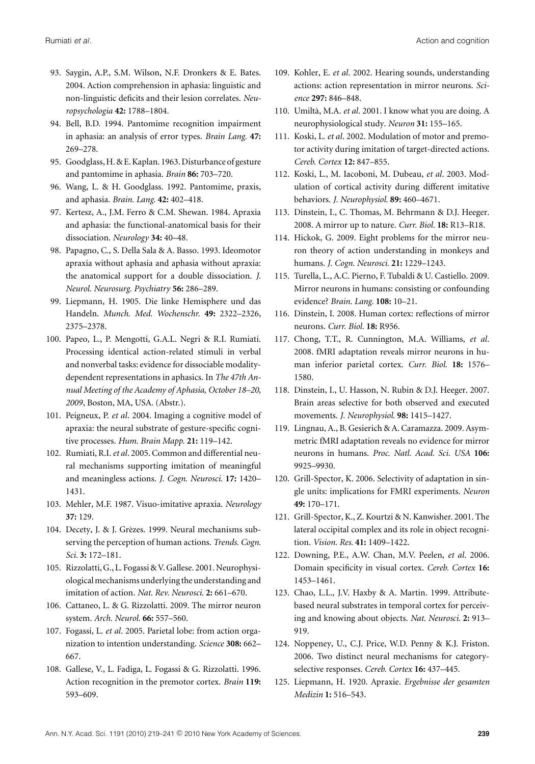93. Saygin, A.P., S.M. Wilson, N.F. Dronkers & E. Bates. 2004. Action comprehension in aphasia: linguistic and non-linguistic deficits and their lesion correlates. *Neuropsychologia* **42:** 1788–1804.
94. Bell, B.D. 1994. Pantomime recognition impairment in aphasia: an analysis of error types. *Brain Lang.* **47:** 269–278.
95. Goodglass, H. & E. Kaplan. 1963. Disturbance of gesture and pantomime in aphasia. *Brain* **86:** 703–720.
96. Wang, L. & H. Goodglass. 1992. Pantomime, praxis, and aphasia. *Brain. Lang.* **42:** 402–418.
97. Kertesz, A., J.M. Ferro & C.M. Shewan. 1984. Apraxia and aphasia: the functional-anatomical basis for their dissociation. *Neurology* **34:** 40–48.
98. Papagno, C., S. Della Sala & A. Basso. 1993. Ideomotor apraxia without aphasia and aphasia without apraxia: the anatomical support for a double dissociation. *J. Neurol. Neurosurg. Psychiatry* **56:** 286–289.
99. Liepmann, H. 1905. Die linke Hemisphere und das Handeln. *Munch. Med. Wochenschr.* **49:** 2322–2326, 2375–2378.
100. Papeo, L., P. Mengotti, G.A.L. Negri & R.I. Rumiati. Processing identical action-related stimuli in verbal and nonverbal tasks: evidence for dissociable modality-dependent representations in aphasics. In *The 47th Annual Meeting of the Academy of Aphasia, October 18–20, 2009*, Boston, MA, USA. (Abstr.).
101. Peigneux, P. *et al*. 2004. Imaging a cognitive model of apraxia: the neural substrate of gesture-specific cognitive processes. *Hum. Brain Mapp.* **21:** 119–142.
102. Rumiati, R.I. *et al*. 2005. Common and differential neural mechanisms supporting imitation of meaningful and meaningless actions. *J. Cogn. Neurosci.* **17:** 1420–1431.
103. Mehler, M.F. 1987. Visuo-imitative apraxia. *Neurology* **37:** 129.
104. Decety, J. & J. Grèzes. 1999. Neural mechanisms subserving the perception of human actions. *Trends. Cogn. Sci.* **3:** 172–181.
105. Rizzolatti, G., L. Fogassi & V. Gallese. 2001. Neurophysiological mechanisms underlying the understanding and imitation of action. *Nat. Rev. Neurosci.* **2:** 661–670.
106. Cattaneo, L. & G. Rizzolatti. 2009. The mirror neuron system. *Arch. Neurol.* **66:** 557–560.
107. Fogassi, L. *et al*. 2005. Parietal lobe: from action organization to intention understanding. *Science* **308:** 662–667.
108. Gallese, V., L. Fadiga, L. Fogassi & G. Rizzolatti. 1996. Action recognition in the premotor cortex. *Brain* **119:** 593–609.
109. Kohler, E. *et al*. 2002. Hearing sounds, understanding actions: action representation in mirror neurons. *Science* **297:** 846–848.
110. Umiltà, M.A. *et al*. 2001. I know what you are doing. A neurophysiological study. *Neuron* **31:** 155–165.
111. Koski, L. *et al*. 2002. Modulation of motor and premotor activity during imitation of target-directed actions. *Cereb. Cortex* **12:** 847–855.
112. Koski, L., M. Iacoboni, M. Dubeau, *et al*. 2003. Modulation of cortical activity during different imitative behaviors. *J. Neurophysiol.* **89:** 460–4671.
113. Dinstein, I., C. Thomas, M. Behrmann & D.J. Heeger. 2008. A mirror up to nature. *Curr. Biol.* **18:** R13–R18.
114. Hickok, G. 2009. Eight problems for the mirror neuron theory of action understanding in monkeys and humans. *J. Cogn. Neurosci.* **21:** 1229–1243.
115. Turella, L., A.C. Pierno, F. Tubaldi & U. Castiello. 2009. Mirror neurons in humans: consisting or confounding evidence? *Brain. Lang.* **108:** 10–21.
116. Dinstein, I. 2008. Human cortex: reflections of mirror neurons. *Curr. Biol.* **18:** R956.
117. Chong, T.T., R. Cunnington, M.A. Williams, *et al*. 2008. fMRI adaptation reveals mirror neurons in human inferior parietal cortex. *Curr. Biol.* **18:** 1576–1580.
118. Dinstein, I., U. Hasson, N. Rubin & D.J. Heeger. 2007. Brain areas selective for both observed and executed movements. *J. Neurophysiol.* **98:** 1415–1427.
119. Lingnau, A., B. Gesierich & A. Caramazza. 2009. Asymmetric fMRI adaptation reveals no evidence for mirror neurons in humans. *Proc. Natl. Acad. Sci. USA* **106:** 9925–9930.
120. Grill-Spector, K. 2006. Selectivity of adaptation in single units: implications for FMRI experiments. *Neuron* **49:** 170–171.
121. Grill-Spector, K., Z. Kourtzi & N. Kanwisher. 2001. The lateral occipital complex and its role in object recognition. *Vision. Res.* **41:** 1409–1422.
122. Downing, P.E., A.W. Chan, M.V. Peelen, *et al*. 2006. Domain specificity in visual cortex. *Cereb. Cortex* **16:** 1453–1461.
123. Chao, L.L., J.V. Haxby & A. Martin. 1999. Attribute-based neural substrates in temporal cortex for perceiving and knowing about objects. *Nat. Neurosci.* **2:** 913–919.
124. Noppeney, U., C.J. Price, W.D. Penny & K.J. Friston. 2006. Two distinct neural mechanisms for category-selective responses. *Cereb. Cortex* **16:** 437–445.
125. Liepmann, H. 1920. Apraxie. *Ergebnisse der gesamten Medizin* **1:** 516–543.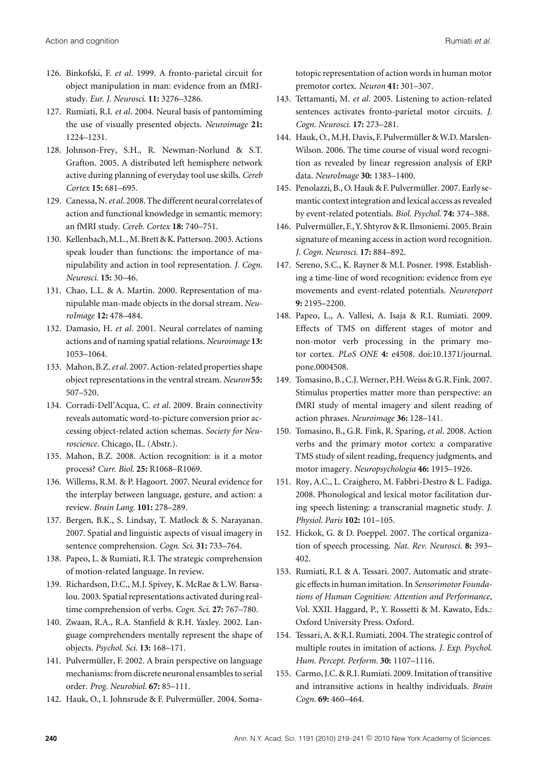126. Binkofski, F. *et al*. 1999. A fronto-parietal circuit for object manipulation in man: evidence from an fMRI-study. *Eur. J. Neurosci.* **11:** 3276–3286.
127. Rumiati, R.I. *et al*. 2004. Neural basis of pantomiming the use of visually presented objects. *Neuroimage* **21:** 1224–1231.
128. Johnson-Frey, S.H., R. Newman-Norlund & S.T. Grafton. 2005. A distributed left hemisphere network active during planning of everyday tool use skills. *Cereb Cortex* **15:** 681–695.
129. Canessa, N. *et al*. 2008. The different neural correlates of action and functional knowledge in semantic memory: an fMRI study. *Cereb. Cortex* **18:** 740–751.
130. Kellenbach, M.L., M. Brett & K. Patterson. 2003. Actions speak louder than functions: the importance of manipulability and action in tool representation. *J. Cogn. Neurosci.* **15:** 30–46.
131. Chao, L.L. & A. Martin. 2000. Representation of manipulable man-made objects in the dorsal stream. *NeuroImage* **12:** 478–484.
132. Damasio, H. *et al*. 2001. Neural correlates of naming actions and of naming spatial relations. *Neuroimage* **13:** 1053–1064.
133. Mahon, B.Z. *et al*. 2007. Action-related properties shape object representations in the ventral stream. *Neuron* **55:** 507–520.
134. Corradi-Dell'Acqua, C. *et al*. 2009. Brain connectivity reveals automatic word-to-picture conversion prior accessing object-related action schemas. *Society for Neuroscience*. Chicago, IL. (Abstr.).
135. Mahon, B.Z. 2008. Action recognition: is it a motor process? *Curr. Biol.* **25:** R1068–R1069.
136. Willems, R.M. & P. Hagoort. 2007. Neural evidence for the interplay between language, gesture, and action: a review. *Brain Lang.* **101:** 278–289.
137. Bergen, B.K., S. Lindsay, T. Matlock & S. Narayanan. 2007. Spatial and linguistic aspects of visual imagery in sentence comprehension. *Cogn. Sci.* **31:** 733–764.
138. Papeo, L. & Rumiati, R.I. The strategic comprehension of motion-related language. In review.
139. Richardson, D.C., M.J. Spivey, K. McRae & L.W. Barsalou. 2003. Spatial representations activated during real-time comprehension of verbs. *Cogn. Sci.* **27:** 767–780.
140. Zwaan, R.A., R.A. Stanfield & R.H. Yaxley. 2002. Language comprehenders mentally represent the shape of objects. *Psychol. Sci.* **13:** 168–171.
141. Pulvermüller, F. 2002. A brain perspective on language mechanisms: from discrete neuronal ensambles to serial order. *Prog. Neurobiol.* **67:** 85–111.
142. Hauk, O., I. Johnsrude & F. Pulvermüller. 2004. Somatotopic representation of action words in human motor premotor cortex. *Neuron* **41:** 301–307.
143. Tettamanti, M. *et al*. 2005. Listening to action-related sentences activates fronto-parietal motor circuits. *J. Cogn. Neurosci.* **17:** 273–281.
144. Hauk, O., M.H. Davis, F. Pulvermüller & W.D. Marslen-Wilson. 2006. The time course of visual word recognition as revealed by linear regression analysis of ERP data. *NeuroImage* **30:** 1383–1400.
145. Penolazzi, B., O. Hauk & F. Pulvermüller. 2007. Early semantic context integration and lexical access as revealed by event-related potentials. *Biol. Psychol.* **74:** 374–388.
146. Pulvermüller, F., Y. Shtyrov & R. Ilmoniemi. 2005. Brain signature of meaning access in action word recognition. *J. Cogn. Neurosci.* **17:** 884–892.
147. Sereno, S.C., K. Rayner & M.I. Posner. 1998. Establishing a time-line of word recognition: evidence from eye movements and event-related potentials. *Neuroreport* **9:** 2195–2200.
148. Papeo, L., A. Vallesi, A. Isaja & R.I. Rumiati. 2009. Effects of TMS on different stages of motor and non-motor verb processing in the primary motor cortex. *PLoS ONE* **4:** e4508. doi:10.1371/journal.pone.0004508.
149. Tomasino, B., C.J. Werner, P.H. Weiss & G.R. Fink. 2007. Stimulus properties matter more than perspective: an fMRI study of mental imagery and silent reading of action phrases. *Neuroimage* **36:** 128–141.
150. Tomasino, B., G.R. Fink, R. Sparing, *et al*. 2008. Action verbs and the primary motor cortex: a comparative TMS study of silent reading, frequency judgments, and motor imagery. *Neuropsychologia* **46:** 1915–1926.
151. Roy, A.C., L. Craighero, M. Fabbri-Destro & L. Fadiga. 2008. Phonological and lexical motor facilitation during speech listening: a transcranial magnetic study. *J. Physiol. Paris* **102:** 101–105.
152. Hickok, G. & D. Poeppel. 2007. The cortical organization of speech processing. *Nat. Rev. Neurosci.* **8:** 393–402.
153. Rumiati, R.I. & A. Tessari. 2007. Automatic and strategic effects in human imitation. In *Sensorimotor Foundations of Human Cognition: Attention and Performance*, Vol. XXII. Haggard, P., Y. Rossetti & M. Kawato, Eds.: Oxford University Press. Oxford.
154. Tessari, A. & R.I. Rumiati. 2004. The strategic control of multiple routes in imitation of actions. *J. Exp. Psychol. Hum. Percept. Perform.* **30:** 1107–1116.
155. Carmo, J.C. & R.I. Rumiati. 2009. Imitation of transitive and intransitive actions in healthy individuals. *Brain Cogn.* **69:** 460–464.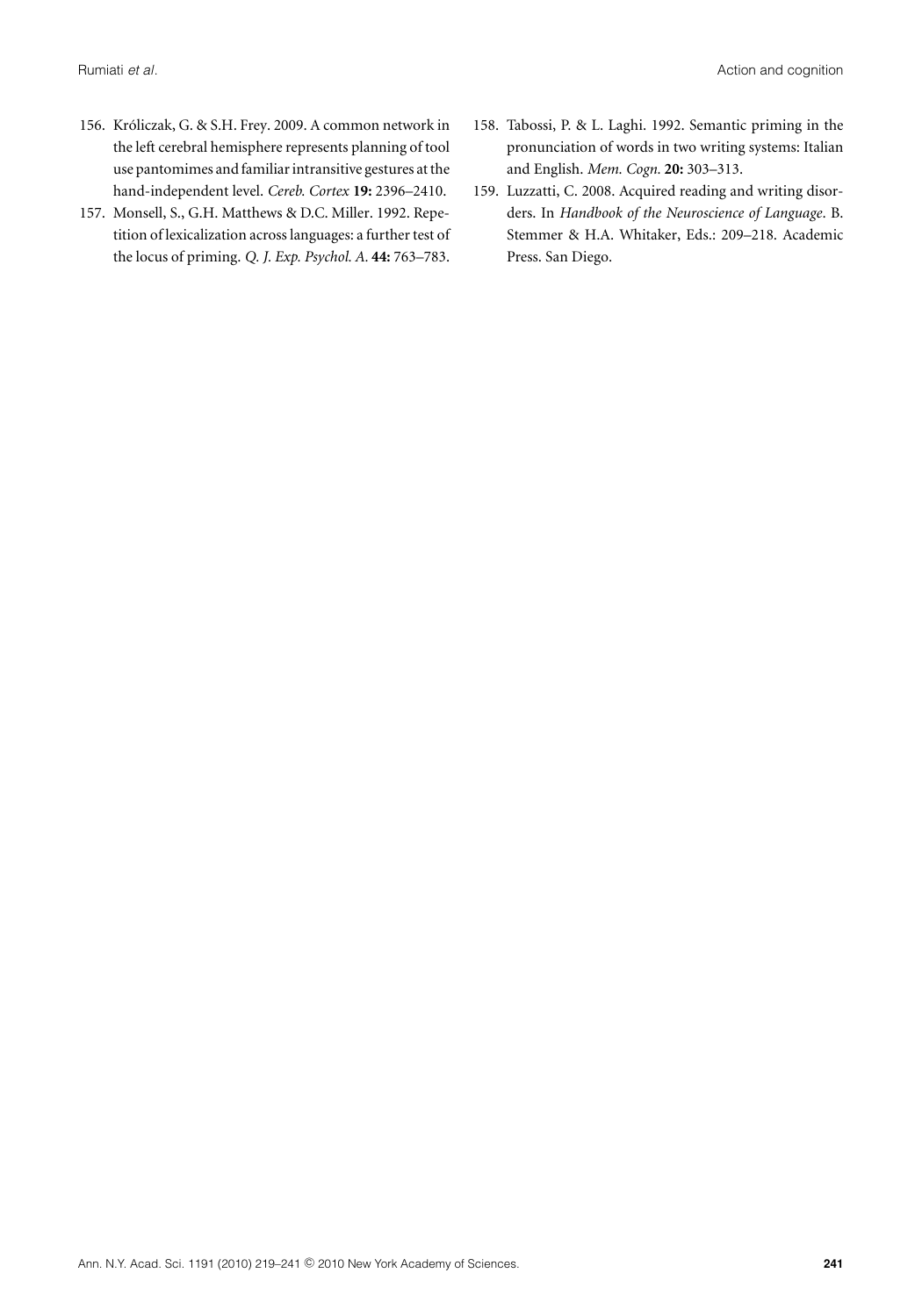156. Króliczak, G. & S.H. Frey. 2009. A common network in the left cerebral hemisphere represents planning of tool use pantomimes and familiar intransitive gestures at the hand-independent level. *Cereb. Cortex* **19:** 2396–2410.
157. Monsell, S., G.H. Matthews & D.C. Miller. 1992. Repetition of lexicalization across languages: a further test of the locus of priming. *Q. J. Exp. Psychol. A.* **44:** 763–783.
158. Tabossi, P. & L. Laghi. 1992. Semantic priming in the pronunciation of words in two writing systems: Italian and English. *Mem. Cogn.* **20:** 303–313.
159. Luzzatti, C. 2008. Acquired reading and writing disorders. In *Handbook of the Neuroscience of Language*. B. Stemmer & H.A. Whitaker, Eds.: 209–218. Academic Press. San Diego.